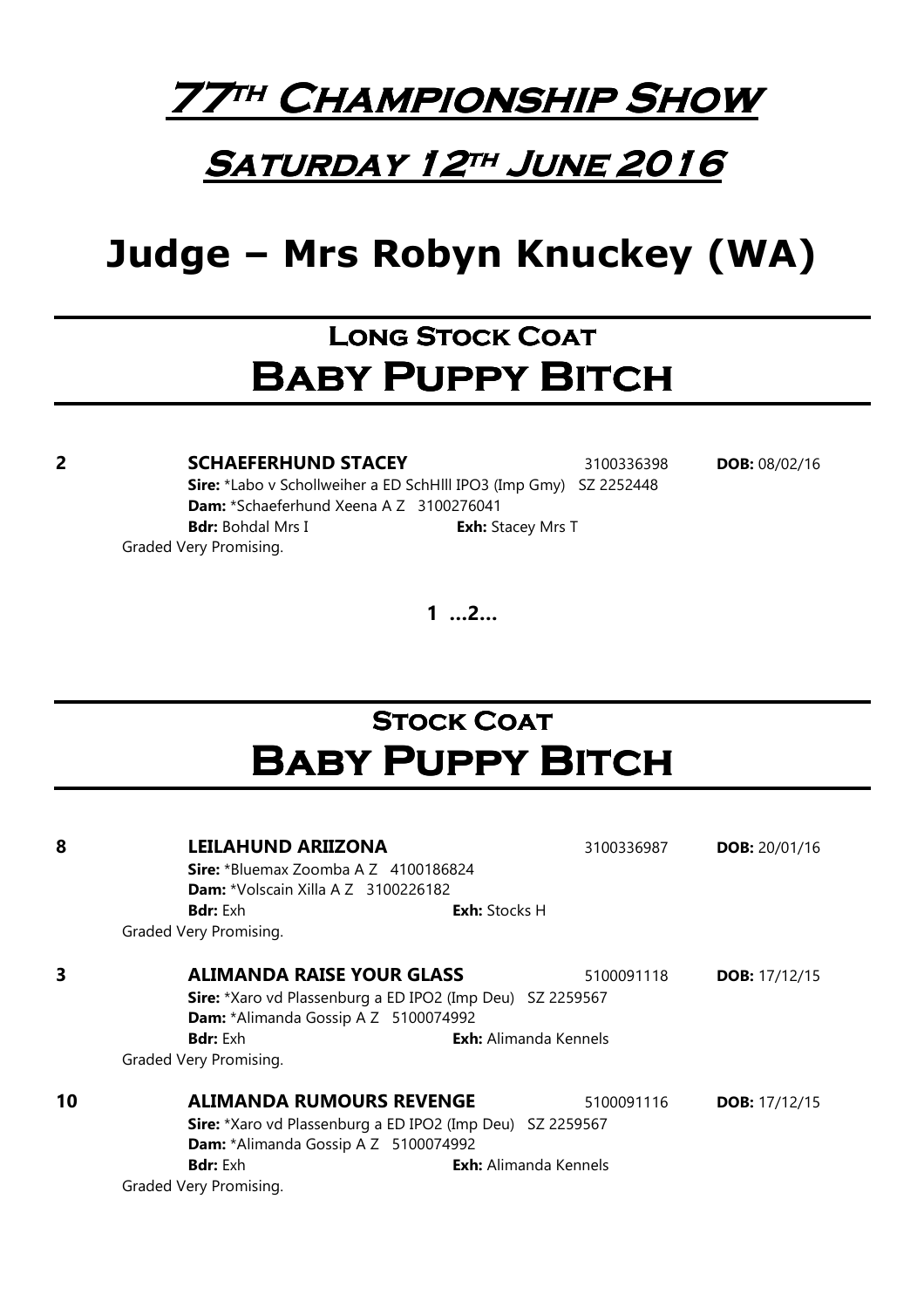# 77th Championship Show

## Saturday 12th June 2016

# Judge – Mrs Robyn Knuckey (WA)

## Long Stock Coat
## Baby Puppy Bitch

**2** **SCHAEFERHUND STACEY** 3100336398 **DOB:** 08/02/16
**Sire:** *Labo v Schollweiher a ED SchHIll IPO3 (Imp Gmy) SZ 2252448
**Dam:** *Schaeferhund Xeena A Z 3100276041
**Bdr:** Bohdal Mrs I **Exh:** Stacey Mrs T
Graded Very Promising.

**1 ...2...**

## Stock Coat
## Baby Puppy Bitch

**8** **LEILAHUND ARIIZONA** 3100336987 **DOB:** 20/01/16
**Sire:** *Bluemax Zoomba A Z 4100186824
**Dam:** *Volscain Xilla A Z 3100226182
**Bdr:** Exh **Exh:** Stocks H
Graded Very Promising.

**3** **ALIMANDA RAISE YOUR GLASS** 5100091118 **DOB:** 17/12/15
**Sire:** *Xaro vd Plassenburg a ED IPO2 (Imp Deu) SZ 2259567
**Dam:** *Alimanda Gossip A Z 5100074992
**Bdr:** Exh **Exh:** Alimanda Kennels
Graded Very Promising.

**10** **ALIMANDA RUMOURS REVENGE** 5100091116 **DOB:** 17/12/15
**Sire:** *Xaro vd Plassenburg a ED IPO2 (Imp Deu) SZ 2259567
**Dam:** *Alimanda Gossip A Z 5100074992
**Bdr:** Exh **Exh:** Alimanda Kennels
Graded Very Promising.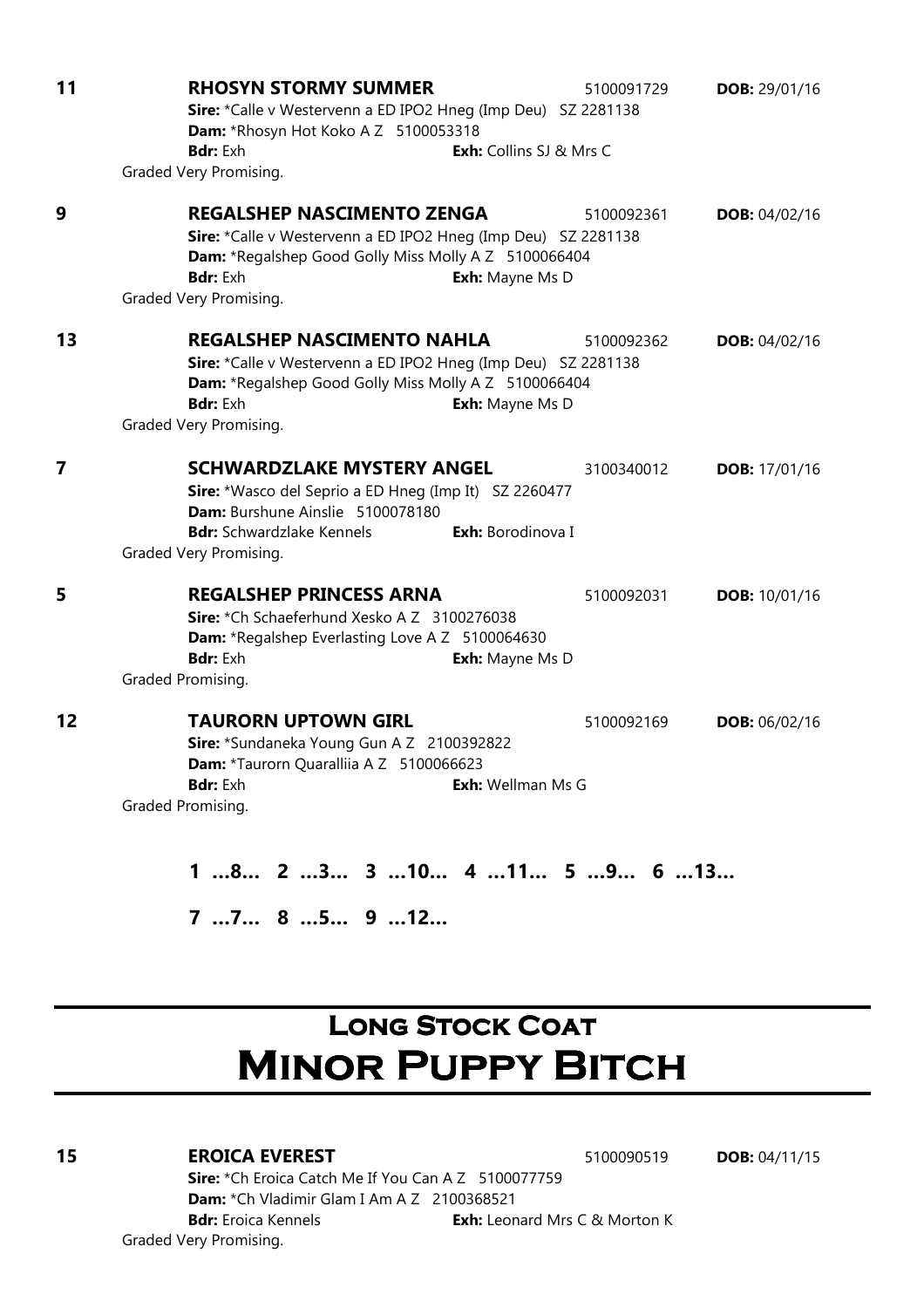**11** **RHOSYN STORMY SUMMER** 5100091729 **DOB:** 29/01/16
**Sire:** *Calle v Westervenn a ED IPO2 Hneg (Imp Deu) SZ 2281138
**Dam:** *Rhosyn Hot Koko A Z 5100053318
**Bdr:** Exh **Exh:** Collins SJ & Mrs C
Graded Very Promising.

**9** **REGALSHEP NASCIMENTO ZENGA** 5100092361 **DOB:** 04/02/16
**Sire:** *Calle v Westervenn a ED IPO2 Hneg (Imp Deu) SZ 2281138
**Dam:** *Regalshep Good Golly Miss Molly A Z 5100066404
**Bdr:** Exh **Exh:** Mayne Ms D
Graded Very Promising.

**13** **REGALSHEP NASCIMENTO NAHLA** 5100092362 **DOB:** 04/02/16
**Sire:** *Calle v Westervenn a ED IPO2 Hneg (Imp Deu) SZ 2281138
**Dam:** *Regalshep Good Golly Miss Molly A Z 5100066404
**Bdr:** Exh **Exh:** Mayne Ms D
Graded Very Promising.

**7** **SCHWARDZLAKE MYSTERY ANGEL** 3100340012 **DOB:** 17/01/16
**Sire:** *Wasco del Seprio a ED Hneg (Imp It) SZ 2260477
**Dam:** Burshune Ainslie 5100078180
**Bdr:** Schwardzlake Kennels **Exh:** Borodinova I
Graded Very Promising.

**5** **REGALSHEP PRINCESS ARNA** 5100092031 **DOB:** 10/01/16
**Sire:** *Ch Schaeferhund Xesko A Z 3100276038
**Dam:** *Regalshep Everlasting Love A Z 5100064630
**Bdr:** Exh **Exh:** Mayne Ms D
Graded Promising.

**12** **TAURORN UPTOWN GIRL** 5100092169 **DOB:** 06/02/16
**Sire:** *Sundaneka Young Gun A Z 2100392822
**Dam:** *Taurorn Quaralliia A Z 5100066623
**Bdr:** Exh **Exh:** Wellman Ms G
Graded Promising.

**1 ...8... 2 ...3... 3 ...10... 4 ...11... 5 ...9... 6 ...13...**

**7 ...7... 8 ...5... 9 ...12...**

# Long Stock Coat
# Minor Puppy Bitch

**15** **EROICA EVEREST** 5100090519 **DOB:** 04/11/15
**Sire:** *Ch Eroica Catch Me If You Can A Z 5100077759
**Dam:** *Ch Vladimir Glam I Am A Z 2100368521
**Bdr:** Eroica Kennels **Exh:** Leonard Mrs C & Morton K
Graded Very Promising.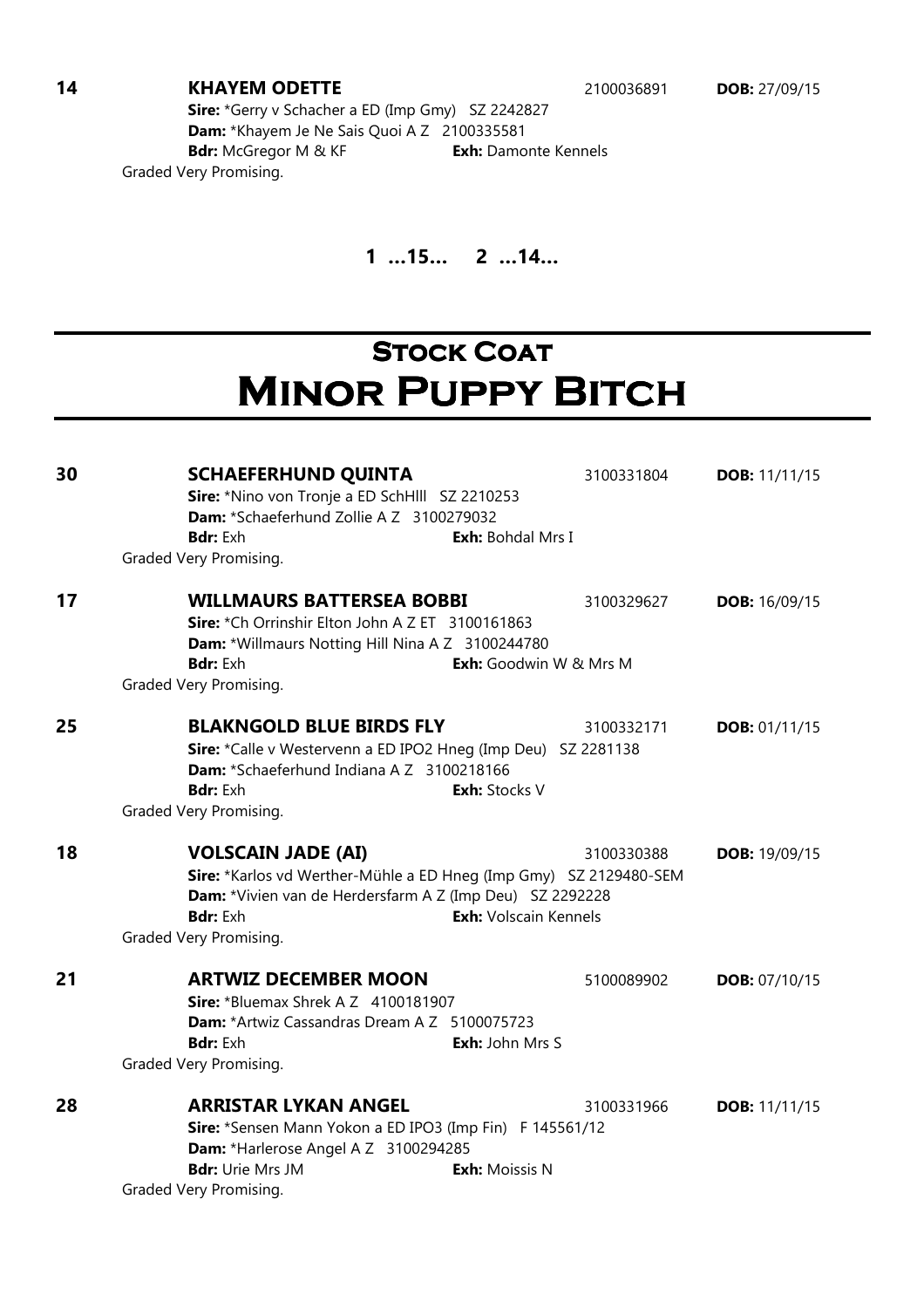**14** **KHAYEM ODETTE** 2100036891 **DOB:** 27/09/15
**Sire:** *Gerry v Schacher a ED (Imp Gmy) SZ 2242827
**Dam:** *Khayem Je Ne Sais Quoi A Z 2100335581
**Bdr:** McGregor M & KF **Exh:** Damonte Kennels
Graded Very Promising.

**1 ...15... 2 ...14...**

# Stock Coat
# Minor Puppy Bitch

**30** **SCHAEFERHUND QUINTA** 3100331804 **DOB:** 11/11/15
**Sire:** *Nino von Tronje a ED SchHlll SZ 2210253
**Dam:** *Schaeferhund Zollie A Z 3100279032
**Bdr:** Exh **Exh:** Bohdal Mrs I
Graded Very Promising.

**17** **WILLMAURS BATTERSEA BOBBI** 3100329627 **DOB:** 16/09/15
**Sire:** *Ch Orrinshir Elton John A Z ET 3100161863
**Dam:** *Willmaurs Notting Hill Nina A Z 3100244780
**Bdr:** Exh **Exh:** Goodwin W & Mrs M
Graded Very Promising.

**25** **BLAKNGOLD BLUE BIRDS FLY** 3100332171 **DOB:** 01/11/15
**Sire:** *Calle v Westervenn a ED IPO2 Hneg (Imp Deu) SZ 2281138
**Dam:** *Schaeferhund Indiana A Z 3100218166
**Bdr:** Exh **Exh:** Stocks V
Graded Very Promising.

**18** **VOLSCAIN JADE (AI)** 3100330388 **DOB:** 19/09/15
**Sire:** *Karlos vd Werther-Mühle a ED Hneg (Imp Gmy) SZ 2129480-SEM
**Dam:** *Vivien van de Herdersfarm A Z (Imp Deu) SZ 2292228
**Bdr:** Exh **Exh:** Volscain Kennels
Graded Very Promising.

**21** **ARTWIZ DECEMBER MOON** 5100089902 **DOB:** 07/10/15
**Sire:** *Bluemax Shrek A Z 4100181907
**Dam:** *Artwiz Cassandras Dream A Z 5100075723
**Bdr:** Exh **Exh:** John Mrs S
Graded Very Promising.

**28** **ARRISTAR LYKAN ANGEL** 3100331966 **DOB:** 11/11/15
**Sire:** *Sensen Mann Yokon a ED IPO3 (Imp Fin) F 145561/12
**Dam:** *Harlerose Angel A Z 3100294285
**Bdr:** Urie Mrs JM **Exh:** Moissis N
Graded Very Promising.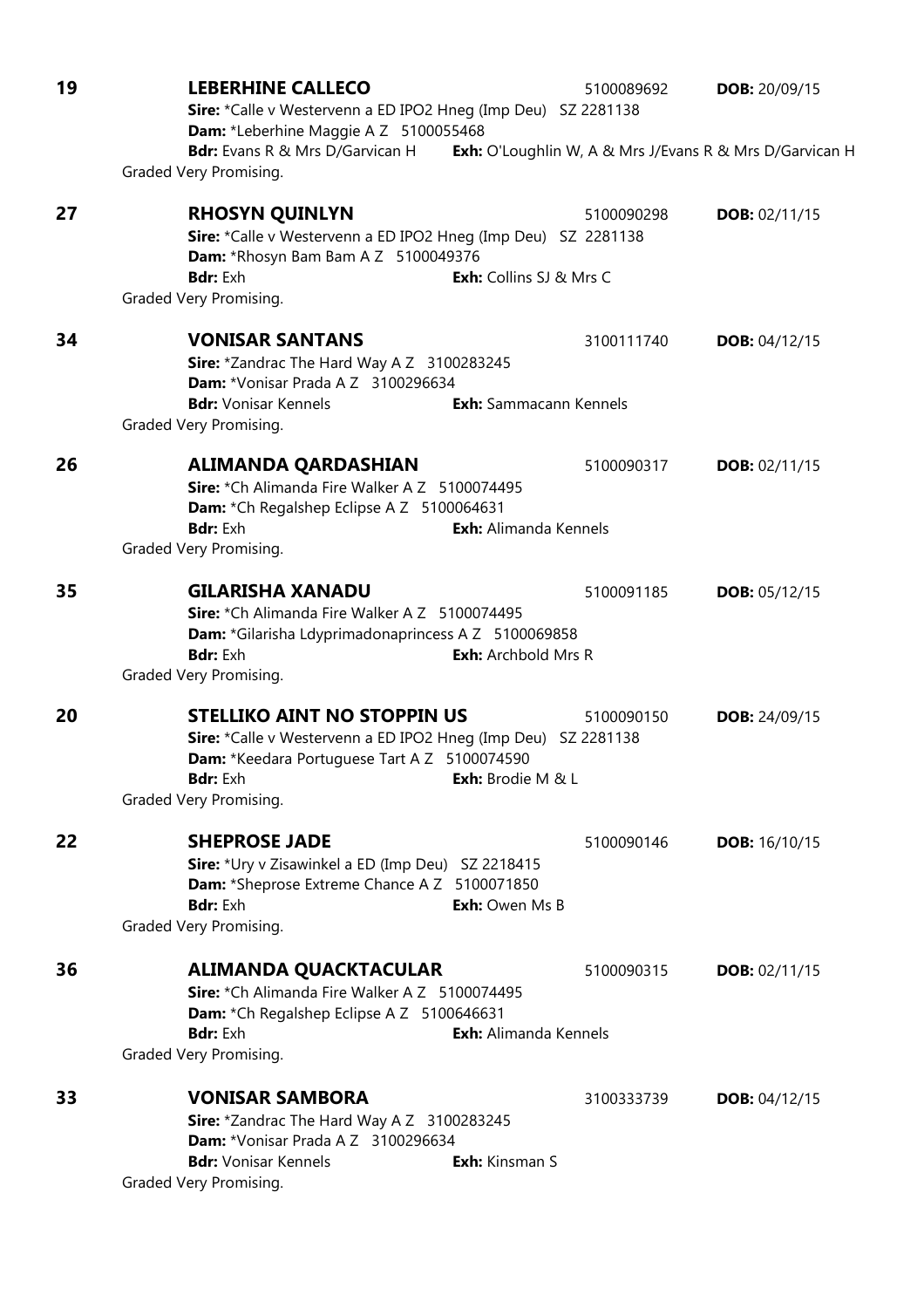**19** **LEBERHINE CALLECO** 5100089692 **DOB:** 20/09/15
**Sire:** *Calle v Westervenn a ED IPO2 Hneg (Imp Deu) SZ 2281138
**Dam:** *Leberhine Maggie A Z 5100055468
**Bdr:** Evans R & Mrs D/Garvican H **Exh:** O'Loughlin W, A & Mrs J/Evans R & Mrs D/Garvican H
Graded Very Promising.

**27** **RHOSYN QUINLYN** 5100090298 **DOB:** 02/11/15
**Sire:** *Calle v Westervenn a ED IPO2 Hneg (Imp Deu) SZ 2281138
**Dam:** *Rhosyn Bam Bam A Z 5100049376
**Bdr:** Exh **Exh:** Collins SJ & Mrs C
Graded Very Promising.

**34** **VONISAR SANTANS** 3100111740 **DOB:** 04/12/15
**Sire:** *Zandrac The Hard Way A Z 3100283245
**Dam:** *Vonisar Prada A Z 3100296634
**Bdr:** Vonisar Kennels **Exh:** Sammacann Kennels
Graded Very Promising.

**26** **ALIMANDA QARDASHIAN** 5100090317 **DOB:** 02/11/15
**Sire:** *Ch Alimanda Fire Walker A Z 5100074495
**Dam:** *Ch Regalshep Eclipse A Z 5100064631
**Bdr:** Exh **Exh:** Alimanda Kennels
Graded Very Promising.

**35** **GILARISHA XANADU** 5100091185 **DOB:** 05/12/15
**Sire:** *Ch Alimanda Fire Walker A Z 5100074495
**Dam:** *Gilarisha Ldyprimadonaprincess A Z 5100069858
**Bdr:** Exh **Exh:** Archbold Mrs R
Graded Very Promising.

**20** **STELLIKO AINT NO STOPPIN US** 5100090150 **DOB:** 24/09/15
**Sire:** *Calle v Westervenn a ED IPO2 Hneg (Imp Deu) SZ 2281138
**Dam:** *Keedara Portuguese Tart A Z 5100074590
**Bdr:** Exh **Exh:** Brodie M & L
Graded Very Promising.

**22** **SHEPROSE JADE** 5100090146 **DOB:** 16/10/15
**Sire:** *Ury v Zisawinkel a ED (Imp Deu) SZ 2218415
**Dam:** *Sheprose Extreme Chance A Z 5100071850
**Bdr:** Exh **Exh:** Owen Ms B
Graded Very Promising.

**36** **ALIMANDA QUACKTACULAR** 5100090315 **DOB:** 02/11/15
**Sire:** *Ch Alimanda Fire Walker A Z 5100074495
**Dam:** *Ch Regalshep Eclipse A Z 5100646631
**Bdr:** Exh **Exh:** Alimanda Kennels
Graded Very Promising.

**33** **VONISAR SAMBORA** 3100333739 **DOB:** 04/12/15
**Sire:** *Zandrac The Hard Way A Z 3100283245
**Dam:** *Vonisar Prada A Z 3100296634
**Bdr:** Vonisar Kennels **Exh:** Kinsman S
Graded Very Promising.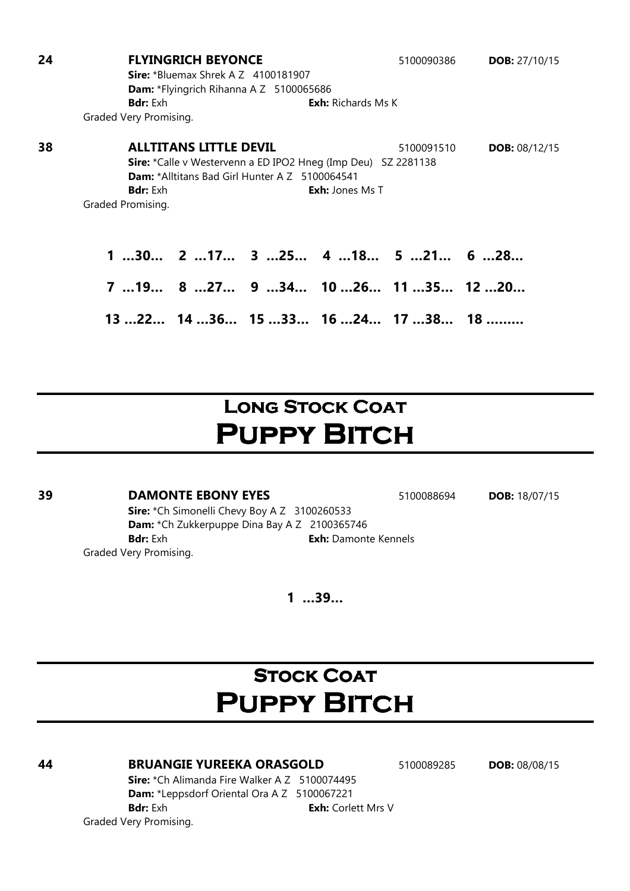**24** **FLYINGRICH BEYONCE** 5100090386 **DOB:** 27/10/15
**Sire:** *Bluemax Shrek A Z 4100181907
**Dam:** *Flyingrich Rihanna A Z 5100065686
**Bdr:** Exh **Exh:** Richards Ms K
Graded Very Promising.

**38** **ALLTITANS LITTLE DEVIL** 5100091510 **DOB:** 08/12/15
**Sire:** *Calle v Westervenn a ED IPO2 Hneg (Imp Deu) SZ 2281138
**Dam:** *Alltitans Bad Girl Hunter A Z 5100064541
**Bdr:** Exh **Exh:** Jones Ms T
Graded Promising.

**1 …30… 2 …17… 3 …25… 4 …18… 5 …21… 6 …28…**

**7 …19… 8 …27… 9 …34… 10 …26… 11 …35… 12 …20…**

**13 …22… 14 …36… 15 …33… 16 …24… 17 …38… 18 ………**

## Long Stock Coat
# Puppy Bitch

**39** **DAMONTE EBONY EYES** 5100088694 **DOB:** 18/07/15
**Sire:** *Ch Simonelli Chevy Boy A Z 3100260533
**Dam:** *Ch Zukkerpuppe Dina Bay A Z 2100365746
**Bdr:** Exh **Exh:** Damonte Kennels
Graded Very Promising.

**1 …39…**

## Stock Coat
# Puppy Bitch

**44** **BRUANGIE YUREEKA ORASGOLD** 5100089285 **DOB:** 08/08/15
**Sire:** *Ch Alimanda Fire Walker A Z 5100074495
**Dam:** *Leppsdorf Oriental Ora A Z 5100067221
**Bdr:** Exh **Exh:** Corlett Mrs V
Graded Very Promising.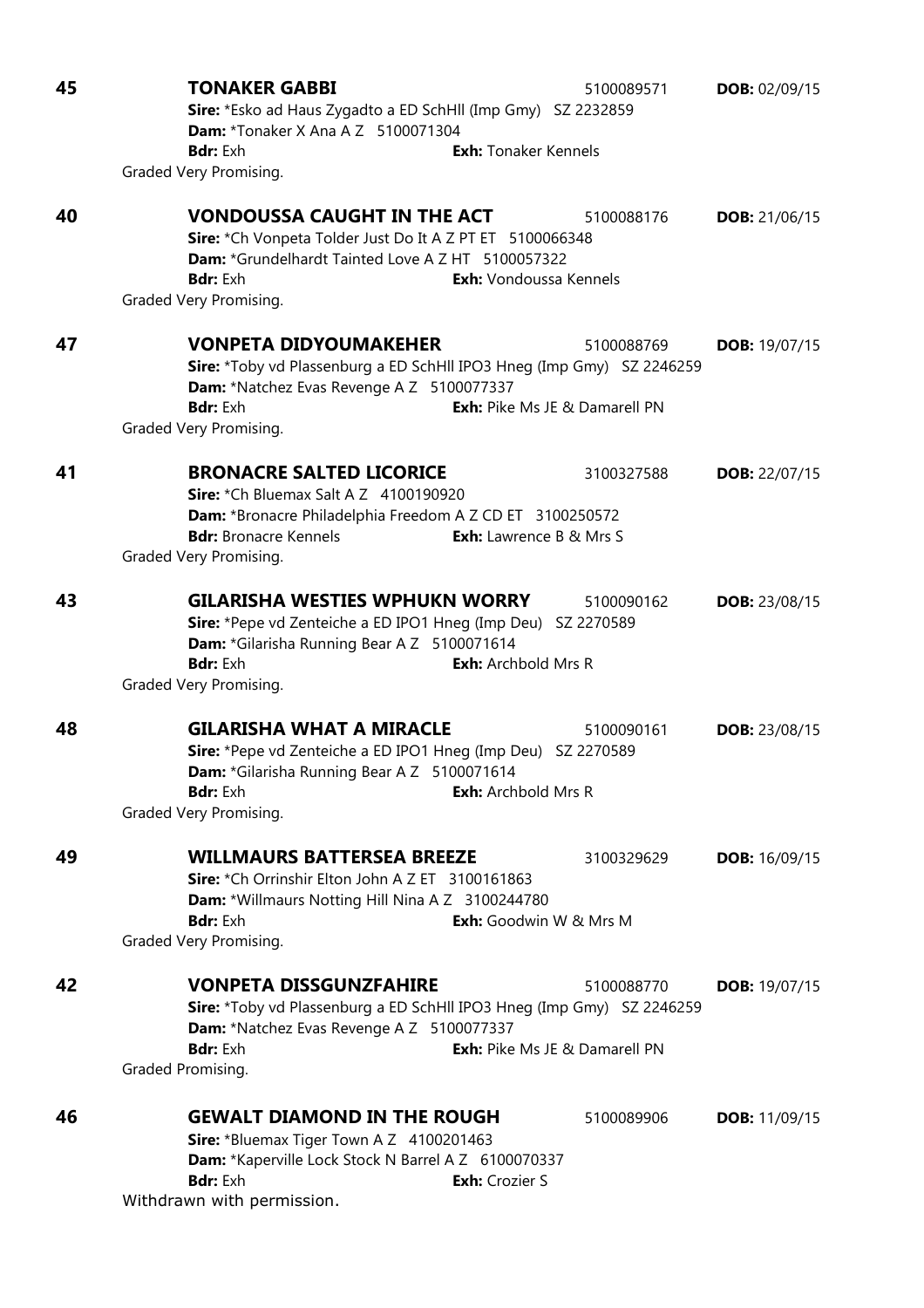**45** **TONAKER GABBI** 5100089571 **DOB:** 02/09/15
**Sire:** *Esko ad Haus Zygadto a ED SchHll (Imp Gmy) SZ 2232859
**Dam:** *Tonaker X Ana A Z 5100071304
**Bdr:** Exh **Exh:** Tonaker Kennels
Graded Very Promising.

**40** **VONDOUSSA CAUGHT IN THE ACT** 5100088176 **DOB:** 21/06/15
**Sire:** *Ch Vonpeta Tolder Just Do It A Z PT ET 5100066348
**Dam:** *Grundelhardt Tainted Love A Z HT 5100057322
**Bdr:** Exh **Exh:** Vondoussa Kennels
Graded Very Promising.

**47** **VONPETA DIDYOUMAKEHER** 5100088769 **DOB:** 19/07/15
**Sire:** *Toby vd Plassenburg a ED SchHll IPO3 Hneg (Imp Gmy) SZ 2246259
**Dam:** *Natchez Evas Revenge A Z 5100077337
**Bdr:** Exh **Exh:** Pike Ms JE & Damarell PN
Graded Very Promising.

**41** **BRONACRE SALTED LICORICE** 3100327588 **DOB:** 22/07/15
**Sire:** *Ch Bluemax Salt A Z 4100190920
**Dam:** *Bronacre Philadelphia Freedom A Z CD ET 3100250572
**Bdr:** Bronacre Kennels **Exh:** Lawrence B & Mrs S
Graded Very Promising.

**43** **GILARISHA WESTIES WPHUKN WORRY** 5100090162 **DOB:** 23/08/15
**Sire:** *Pepe vd Zenteiche a ED IPO1 Hneg (Imp Deu) SZ 2270589
**Dam:** *Gilarisha Running Bear A Z 5100071614
**Bdr:** Exh **Exh:** Archbold Mrs R
Graded Very Promising.

**48** **GILARISHA WHAT A MIRACLE** 5100090161 **DOB:** 23/08/15
**Sire:** *Pepe vd Zenteiche a ED IPO1 Hneg (Imp Deu) SZ 2270589
**Dam:** *Gilarisha Running Bear A Z 5100071614
**Bdr:** Exh **Exh:** Archbold Mrs R
Graded Very Promising.

**49** **WILLMAURS BATTERSEA BREEZE** 3100329629 **DOB:** 16/09/15
**Sire:** *Ch Orrinshir Elton John A Z ET 3100161863
**Dam:** *Willmaurs Notting Hill Nina A Z 3100244780
**Bdr:** Exh **Exh:** Goodwin W & Mrs M
Graded Very Promising.

**42** **VONPETA DISSGUNZFAHIRE** 5100088770 **DOB:** 19/07/15
**Sire:** *Toby vd Plassenburg a ED SchHll IPO3 Hneg (Imp Gmy) SZ 2246259
**Dam:** *Natchez Evas Revenge A Z 5100077337
**Bdr:** Exh **Exh:** Pike Ms JE & Damarell PN
Graded Promising.

**46** **GEWALT DIAMOND IN THE ROUGH** 5100089906 **DOB:** 11/09/15
**Sire:** *Bluemax Tiger Town A Z 4100201463
**Dam:** *Kaperville Lock Stock N Barrel A Z 6100070337
**Bdr:** Exh **Exh:** Crozier S
Withdrawn with permission.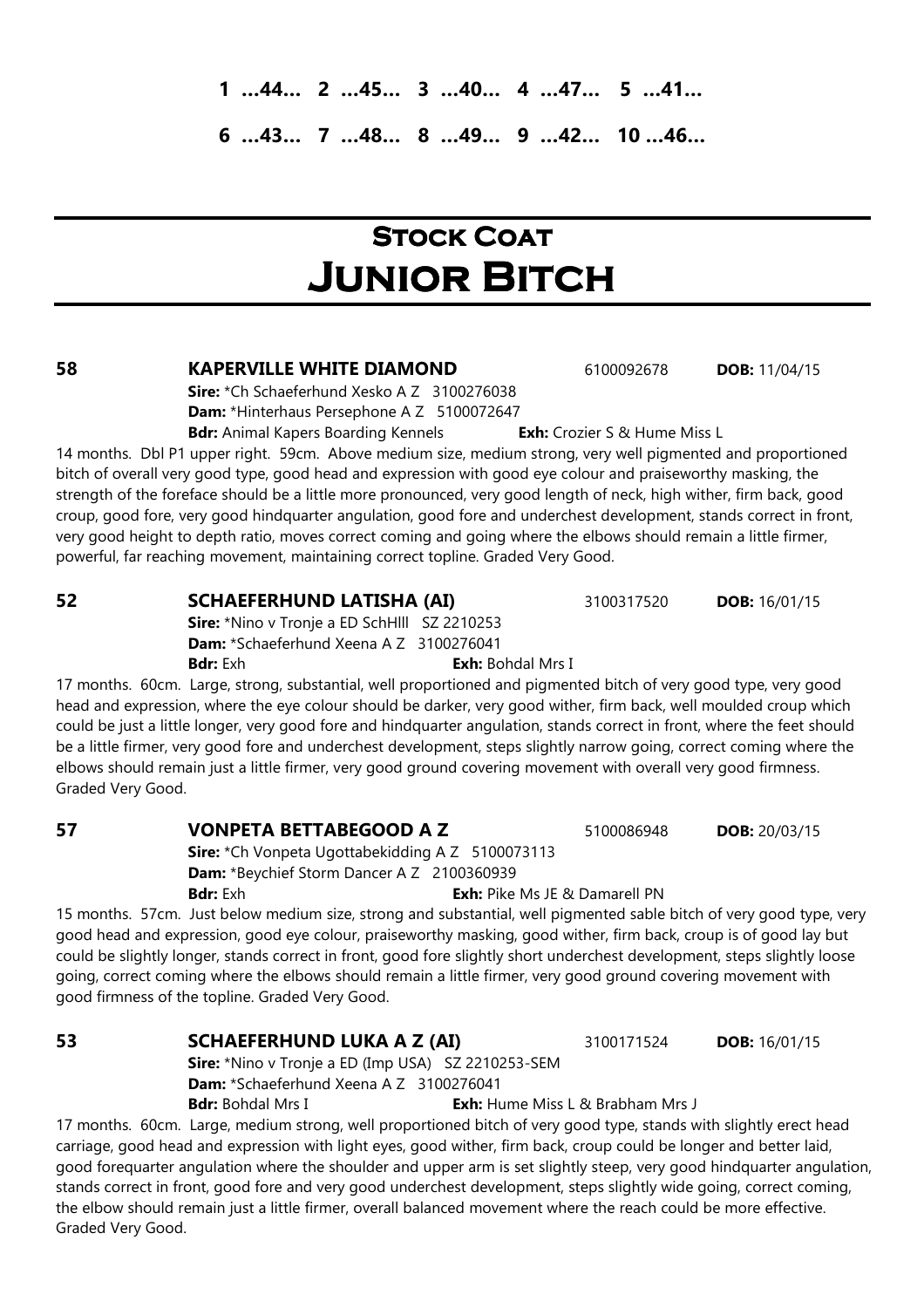**1 ...44... 2 ...45... 3 ...40... 4 ...47... 5 ...41...**

**6 ...43... 7 ...48... 8 ...49... 9 ...42... 10 ...46...**

# Stock Coat
# Junior Bitch

**58** **KAPERVILLE WHITE DIAMOND** 6100092678 **DOB:** 11/04/15
**Sire:** *Ch Schaeferhund Xesko A Z 3100276038
**Dam:** *Hinterhaus Persephone A Z 5100072647
**Bdr:** Animal Kapers Boarding Kennels **Exh:** Crozier S & Hume Miss L

14 months. Dbl P1 upper right. 59cm. Above medium size, medium strong, very well pigmented and proportioned bitch of overall very good type, good head and expression with good eye colour and praiseworthy masking, the strength of the foreface should be a little more pronounced, very good length of neck, high wither, firm back, good croup, good fore, very good hindquarter angulation, good fore and underchest development, stands correct in front, very good height to depth ratio, moves correct coming and going where the elbows should remain a little firmer, powerful, far reaching movement, maintaining correct topline. Graded Very Good.

**52** **SCHAEFERHUND LATISHA (AI)** 3100317520 **DOB:** 16/01/15
**Sire:** *Nino v Tronje a ED SchHlll SZ 2210253
**Dam:** *Schaeferhund Xeena A Z 3100276041
**Bdr:** Exh **Exh:** Bohdal Mrs I

17 months. 60cm. Large, strong, substantial, well proportioned and pigmented bitch of very good type, very good head and expression, where the eye colour should be darker, very good wither, firm back, well moulded croup which could be just a little longer, very good fore and hindquarter angulation, stands correct in front, where the feet should be a little firmer, very good fore and underchest development, steps slightly narrow going, correct coming where the elbows should remain just a little firmer, very good ground covering movement with overall very good firmness. Graded Very Good.

**57** **VONPETA BETTABEGOOD A Z** 5100086948 **DOB:** 20/03/15
**Sire:** *Ch Vonpeta Ugottabekidding A Z 5100073113
**Dam:** *Beychief Storm Dancer A Z 2100360939
**Bdr:** Exh **Exh:** Pike Ms JE & Damarell PN

15 months. 57cm. Just below medium size, strong and substantial, well pigmented sable bitch of very good type, very good head and expression, good eye colour, praiseworthy masking, good wither, firm back, croup is of good lay but could be slightly longer, stands correct in front, good fore slightly short underchest development, steps slightly loose going, correct coming where the elbows should remain a little firmer, very good ground covering movement with good firmness of the topline. Graded Very Good.

**53** **SCHAEFERHUND LUKA A Z (AI)** 3100171524 **DOB:** 16/01/15
**Sire:** *Nino v Tronje a ED (Imp USA) SZ 2210253-SEM
**Dam:** *Schaeferhund Xeena A Z 3100276041
**Bdr:** Bohdal Mrs I **Exh:** Hume Miss L & Brabham Mrs J

17 months. 60cm. Large, medium strong, well proportioned bitch of very good type, stands with slightly erect head carriage, good head and expression with light eyes, good wither, firm back, croup could be longer and better laid, good forequarter angulation where the shoulder and upper arm is set slightly steep, very good hindquarter angulation, stands correct in front, good fore and very good underchest development, steps slightly wide going, correct coming, the elbow should remain just a little firmer, overall balanced movement where the reach could be more effective. Graded Very Good.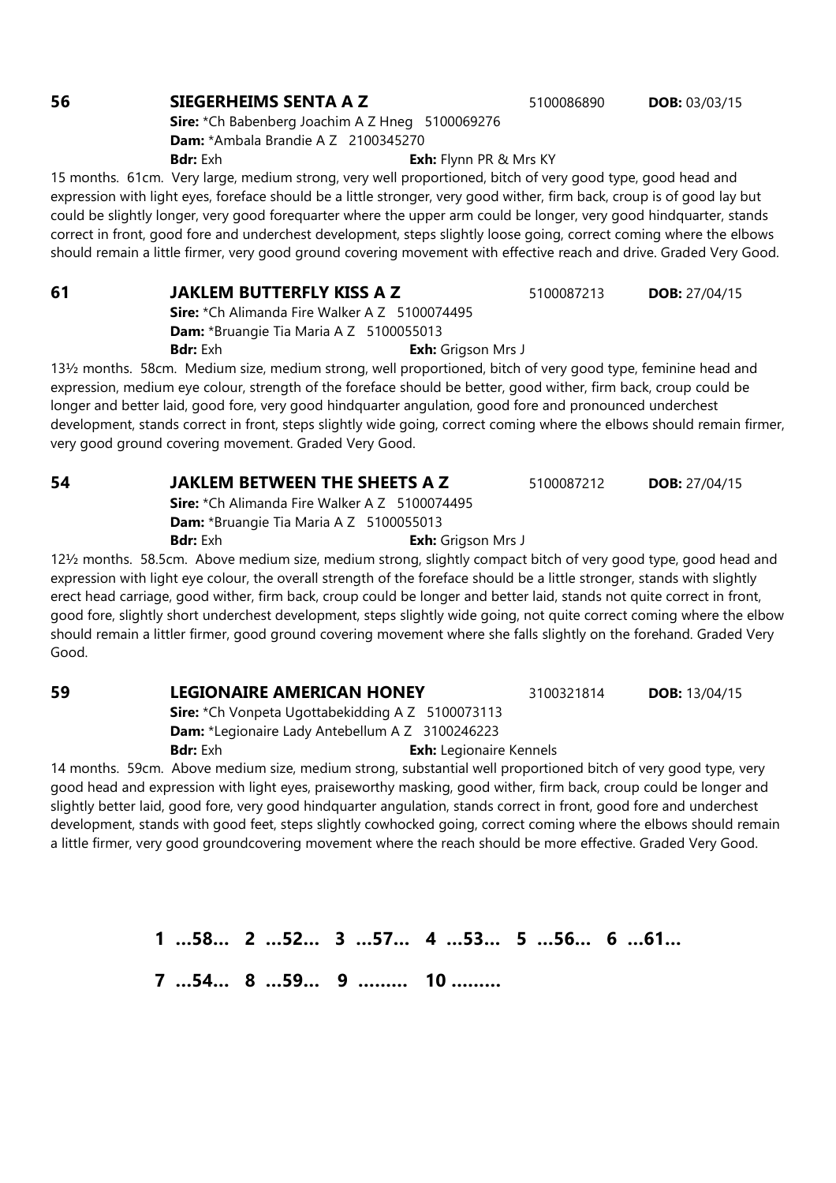**56** **SIEGERHEIMS SENTA A Z** 5100086890 **DOB:** 03/03/15

**Sire:** *Ch Babenberg Joachim A Z Hneg 5100069276
**Dam:** *Ambala Brandie A Z 2100345270
**Bdr:** Exh **Exh:** Flynn PR & Mrs KY

15 months. 61cm. Very large, medium strong, very well proportioned, bitch of very good type, good head and expression with light eyes, foreface should be a little stronger, very good wither, firm back, croup is of good lay but could be slightly longer, very good forequarter where the upper arm could be longer, very good hindquarter, stands correct in front, good fore and underchest development, steps slightly loose going, correct coming where the elbows should remain a little firmer, very good ground covering movement with effective reach and drive. Graded Very Good.

**61** **JAKLEM BUTTERFLY KISS A Z** 5100087213 **DOB:** 27/04/15

**Sire:** *Ch Alimanda Fire Walker A Z 5100074495
**Dam:** *Bruangie Tia Maria A Z 5100055013
**Bdr:** Exh **Exh:** Grigson Mrs J

13½ months. 58cm. Medium size, medium strong, well proportioned, bitch of very good type, feminine head and expression, medium eye colour, strength of the foreface should be better, good wither, firm back, croup could be longer and better laid, good fore, very good hindquarter angulation, good fore and pronounced underchest development, stands correct in front, steps slightly wide going, correct coming where the elbows should remain firmer, very good ground covering movement. Graded Very Good.

**54** **JAKLEM BETWEEN THE SHEETS A Z** 5100087212 **DOB:** 27/04/15

**Sire:** *Ch Alimanda Fire Walker A Z 5100074495
**Dam:** *Bruangie Tia Maria A Z 5100055013
**Bdr:** Exh **Exh:** Grigson Mrs J

12½ months. 58.5cm. Above medium size, medium strong, slightly compact bitch of very good type, good head and expression with light eye colour, the overall strength of the foreface should be a little stronger, stands with slightly erect head carriage, good wither, firm back, croup could be longer and better laid, stands not quite correct in front, good fore, slightly short underchest development, steps slightly wide going, not quite correct coming where the elbow should remain a littler firmer, good ground covering movement where she falls slightly on the forehand. Graded Very Good.

**59** **LEGIONAIRE AMERICAN HONEY** 3100321814 **DOB:** 13/04/15

**Sire:** *Ch Vonpeta Ugottabekidding A Z 5100073113
**Dam:** *Legionaire Lady Antebellum A Z 3100246223
**Bdr:** Exh **Exh:** Legionaire Kennels

14 months. 59cm. Above medium size, medium strong, substantial well proportioned bitch of very good type, very good head and expression with light eyes, praiseworthy masking, good wither, firm back, croup could be longer and slightly better laid, good fore, very good hindquarter angulation, stands correct in front, good fore and underchest development, stands with good feet, steps slightly cowhocked going, correct coming where the elbows should remain a little firmer, very good groundcovering movement where the reach should be more effective. Graded Very Good.

**1 …58… 2 …52… 3 …57… 4 …53… 5 …56… 6 …61…**

**7 …54… 8 …59… 9 ……… 10 ………**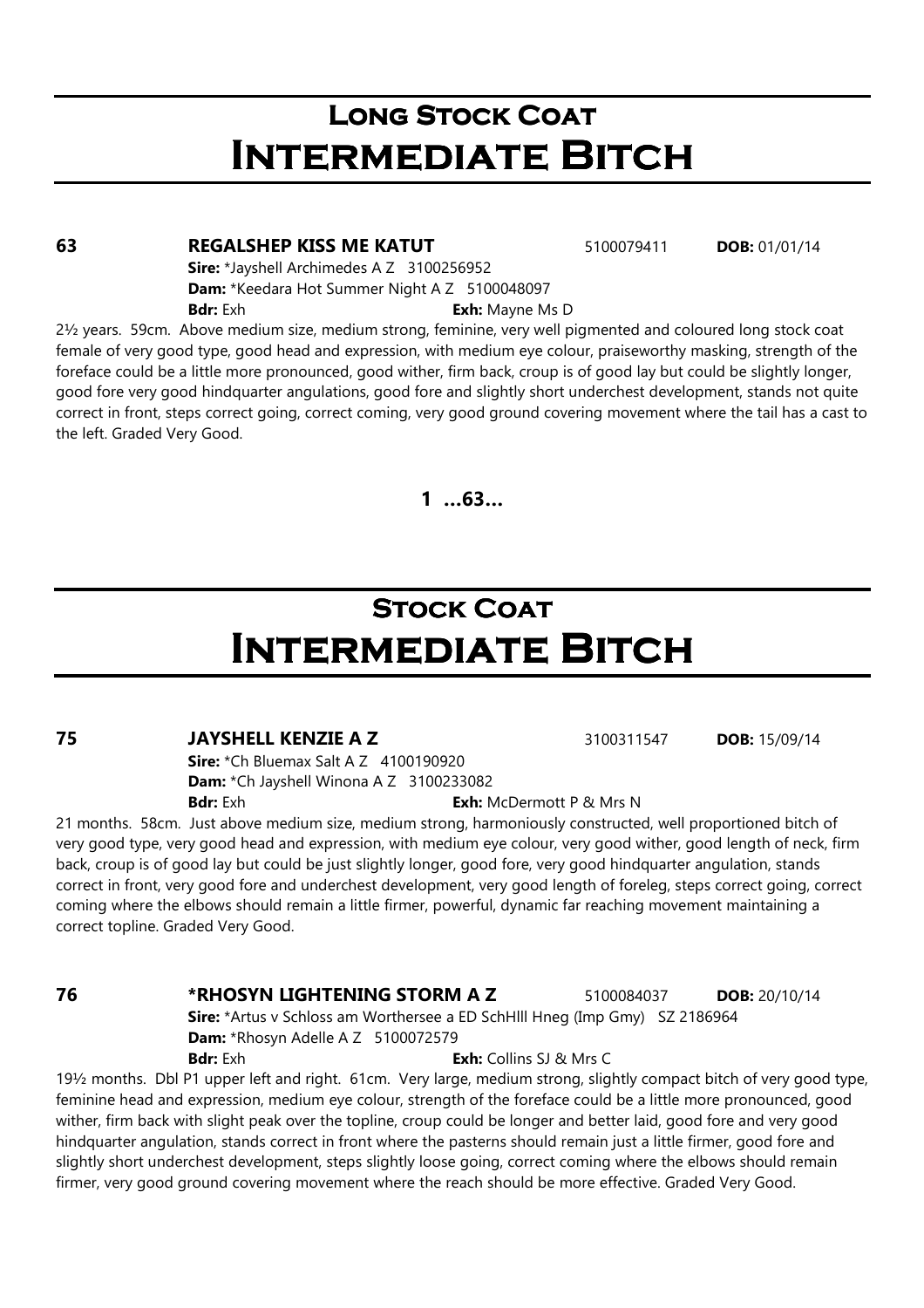# Long Stock Coat
# Intermediate Bitch

**63** **REGALSHEP KISS ME KATUT** 5100079411 **DOB:** 01/01/14
**Sire:** *Jayshell Archimedes A Z 3100256952
**Dam:** *Keedara Hot Summer Night A Z 5100048097
**Bdr:** Exh **Exh:** Mayne Ms D

2½ years. 59cm. Above medium size, medium strong, feminine, very well pigmented and coloured long stock coat female of very good type, good head and expression, with medium eye colour, praiseworthy masking, strength of the foreface could be a little more pronounced, good wither, firm back, croup is of good lay but could be slightly longer, good fore very good hindquarter angulations, good fore and slightly short underchest development, stands not quite correct in front, steps correct going, correct coming, very good ground covering movement where the tail has a cast to the left. Graded Very Good.

**1 …63…**

# Stock Coat
# Intermediate Bitch

**75** **JAYSHELL KENZIE A Z** 3100311547 **DOB:** 15/09/14
**Sire:** *Ch Bluemax Salt A Z 4100190920
**Dam:** *Ch Jayshell Winona A Z 3100233082
**Bdr:** Exh **Exh:** McDermott P & Mrs N

21 months. 58cm. Just above medium size, medium strong, harmoniously constructed, well proportioned bitch of very good type, very good head and expression, with medium eye colour, very good wither, good length of neck, firm back, croup is of good lay but could be just slightly longer, good fore, very good hindquarter angulation, stands correct in front, very good fore and underchest development, very good length of foreleg, steps correct going, correct coming where the elbows should remain a little firmer, powerful, dynamic far reaching movement maintaining a correct topline. Graded Very Good.

**76** ***RHOSYN LIGHTENING STORM A Z** 5100084037 **DOB:** 20/10/14
**Sire:** *Artus v Schloss am Worthersee a ED SchHlll Hneg (Imp Gmy) SZ 2186964
**Dam:** *Rhosyn Adelle A Z 5100072579
**Bdr:** Exh **Exh:** Collins SJ & Mrs C

19½ months. Dbl P1 upper left and right. 61cm. Very large, medium strong, slightly compact bitch of very good type, feminine head and expression, medium eye colour, strength of the foreface could be a little more pronounced, good wither, firm back with slight peak over the topline, croup could be longer and better laid, good fore and very good hindquarter angulation, stands correct in front where the pasterns should remain just a little firmer, good fore and slightly short underchest development, steps slightly loose going, correct coming where the elbows should remain firmer, very good ground covering movement where the reach should be more effective. Graded Very Good.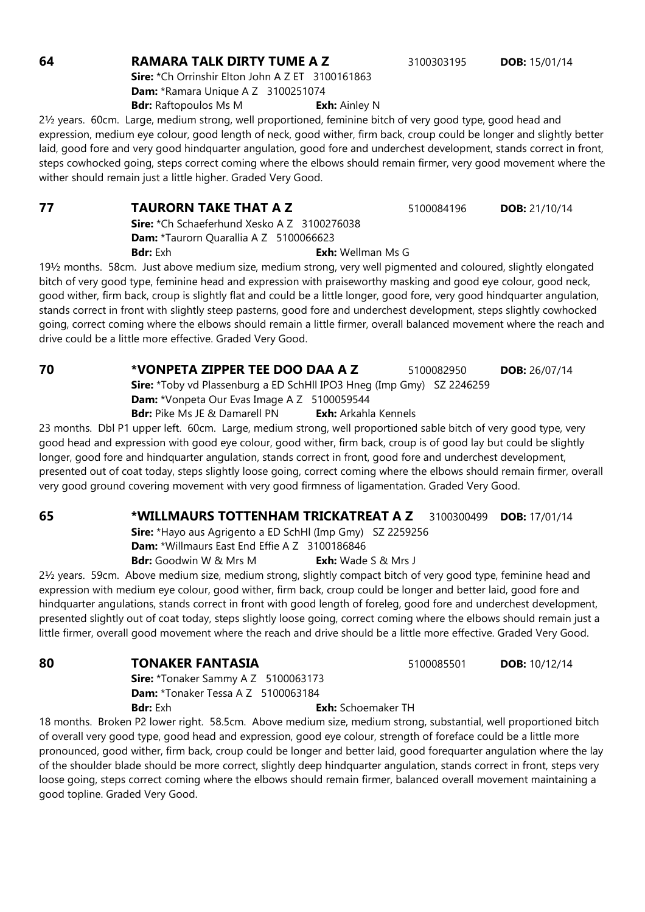**64** **RAMARA TALK DIRTY TUME A Z** 3100303195 **DOB:** 15/01/14

**Sire:** *Ch Orrinshir Elton John A Z ET 3100161863
**Dam:** *Ramara Unique A Z 3100251074
**Bdr:** Raftopoulos Ms M **Exh:** Ainley N

2½ years. 60cm. Large, medium strong, well proportioned, feminine bitch of very good type, good head and expression, medium eye colour, good length of neck, good wither, firm back, croup could be longer and slightly better laid, good fore and very good hindquarter angulation, good fore and underchest development, stands correct in front, steps cowhocked going, steps correct coming where the elbows should remain firmer, very good movement where the wither should remain just a little higher. Graded Very Good.

**77** **TAURORN TAKE THAT A Z** 5100084196 **DOB:** 21/10/14

**Sire:** *Ch Schaeferhund Xesko A Z 3100276038
**Dam:** *Taurorn Quarallia A Z 5100066623
**Bdr:** Exh **Exh:** Wellman Ms G

19½ months. 58cm. Just above medium size, medium strong, very well pigmented and coloured, slightly elongated bitch of very good type, feminine head and expression with praiseworthy masking and good eye colour, good neck, good wither, firm back, croup is slightly flat and could be a little longer, good fore, very good hindquarter angulation, stands correct in front with slightly steep pasterns, good fore and underchest development, steps slightly cowhocked going, correct coming where the elbows should remain a little firmer, overall balanced movement where the reach and drive could be a little more effective. Graded Very Good.

**70** ***VONPETA ZIPPER TEE DOO DAA A Z** 5100082950 **DOB:** 26/07/14

**Sire:** *Toby vd Plassenburg a ED SchHll IPO3 Hneg (Imp Gmy) SZ 2246259
**Dam:** *Vonpeta Our Evas Image A Z 5100059544
**Bdr:** Pike Ms JE & Damarell PN **Exh:** Arkahla Kennels

23 months. Dbl P1 upper left. 60cm. Large, medium strong, well proportioned sable bitch of very good type, very good head and expression with good eye colour, good wither, firm back, croup is of good lay but could be slightly longer, good fore and hindquarter angulation, stands correct in front, good fore and underchest development, presented out of coat today, steps slightly loose going, correct coming where the elbows should remain firmer, overall very good ground covering movement with very good firmness of ligamentation. Graded Very Good.

**65** ***WILLMAURS TOTTENHAM TRICKATREAT A Z** 3100300499 **DOB:** 17/01/14

**Sire:** *Hayo aus Agrigento a ED SchHl (Imp Gmy) SZ 2259256
**Dam:** *Willmaurs East End Effie A Z 3100186846
**Bdr:** Goodwin W & Mrs M **Exh:** Wade S & Mrs J

2½ years. 59cm. Above medium size, medium strong, slightly compact bitch of very good type, feminine head and expression with medium eye colour, good wither, firm back, croup could be longer and better laid, good fore and hindquarter angulations, stands correct in front with good length of foreleg, good fore and underchest development, presented slightly out of coat today, steps slightly loose going, correct coming where the elbows should remain just a little firmer, overall good movement where the reach and drive should be a little more effective. Graded Very Good.

**80** **TONAKER FANTASIA** 5100085501 **DOB:** 10/12/14

**Sire:** *Tonaker Sammy A Z 5100063173
**Dam:** *Tonaker Tessa A Z 5100063184
**Bdr:** Exh **Exh:** Schoemaker TH

18 months. Broken P2 lower right. 58.5cm. Above medium size, medium strong, substantial, well proportioned bitch of overall very good type, good head and expression, good eye colour, strength of foreface could be a little more pronounced, good wither, firm back, croup could be longer and better laid, good forequarter angulation where the lay of the shoulder blade should be more correct, slightly deep hindquarter angulation, stands correct in front, steps very loose going, steps correct coming where the elbows should remain firmer, balanced overall movement maintaining a good topline. Graded Very Good.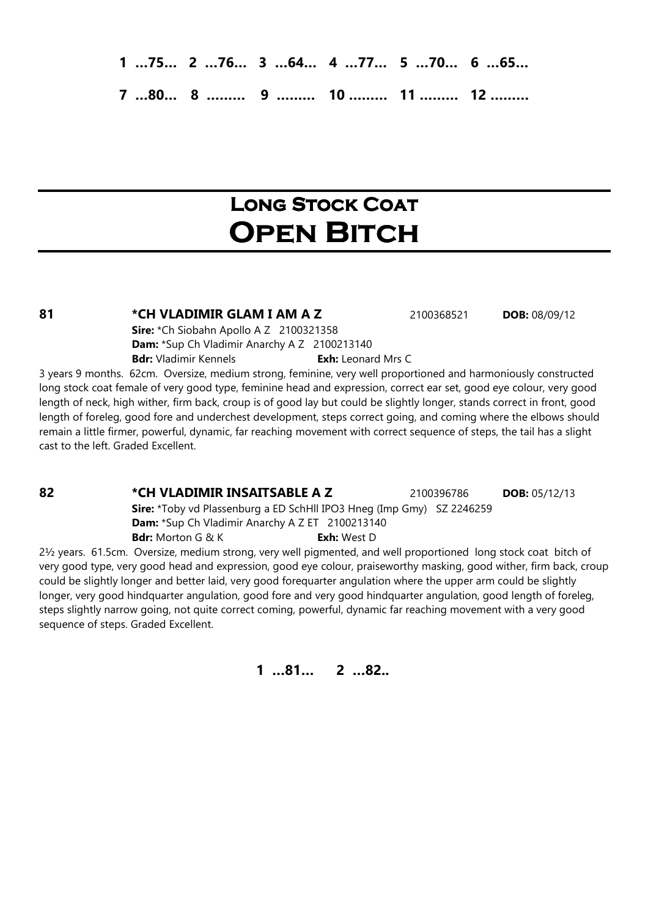**1 ...75... 2 ...76... 3 ...64... 4 ...77... 5 ...70... 6 ...65...**

**7 ...80... 8 ......... 9 ......... 10 ......... 11 ......... 12 .........**

# Long Stock Coat
# Open Bitch

**81** **\*CH VLADIMIR GLAM I AM A Z** 2100368521 **DOB:** 08/09/12
**Sire:** \*Ch Siobahn Apollo A Z 2100321358
**Dam:** \*Sup Ch Vladimir Anarchy A Z 2100213140
**Bdr:** Vladimir Kennels **Exh:** Leonard Mrs C

3 years 9 months. 62cm. Oversize, medium strong, feminine, very well proportioned and harmoniously constructed long stock coat female of very good type, feminine head and expression, correct ear set, good eye colour, very good length of neck, high wither, firm back, croup is of good lay but could be slightly longer, stands correct in front, good length of foreleg, good fore and underchest development, steps correct going, and coming where the elbows should remain a little firmer, powerful, dynamic, far reaching movement with correct sequence of steps, the tail has a slight cast to the left. Graded Excellent.

**82** **\*CH VLADIMIR INSAITSABLE A Z** 2100396786 **DOB:** 05/12/13
**Sire:** \*Toby vd Plassenburg a ED SchHll IPO3 Hneg (Imp Gmy) SZ 2246259
**Dam:** \*Sup Ch Vladimir Anarchy A Z ET 2100213140
**Bdr:** Morton G & K **Exh:** West D

2½ years. 61.5cm. Oversize, medium strong, very well pigmented, and well proportioned long stock coat bitch of very good type, very good head and expression, good eye colour, praiseworthy masking, good wither, firm back, croup could be slightly longer and better laid, very good forequarter angulation where the upper arm could be slightly longer, very good hindquarter angulation, good fore and very good hindquarter angulation, good length of foreleg, steps slightly narrow going, not quite correct coming, powerful, dynamic far reaching movement with a very good sequence of steps. Graded Excellent.

**1 ...81... 2 ...82..**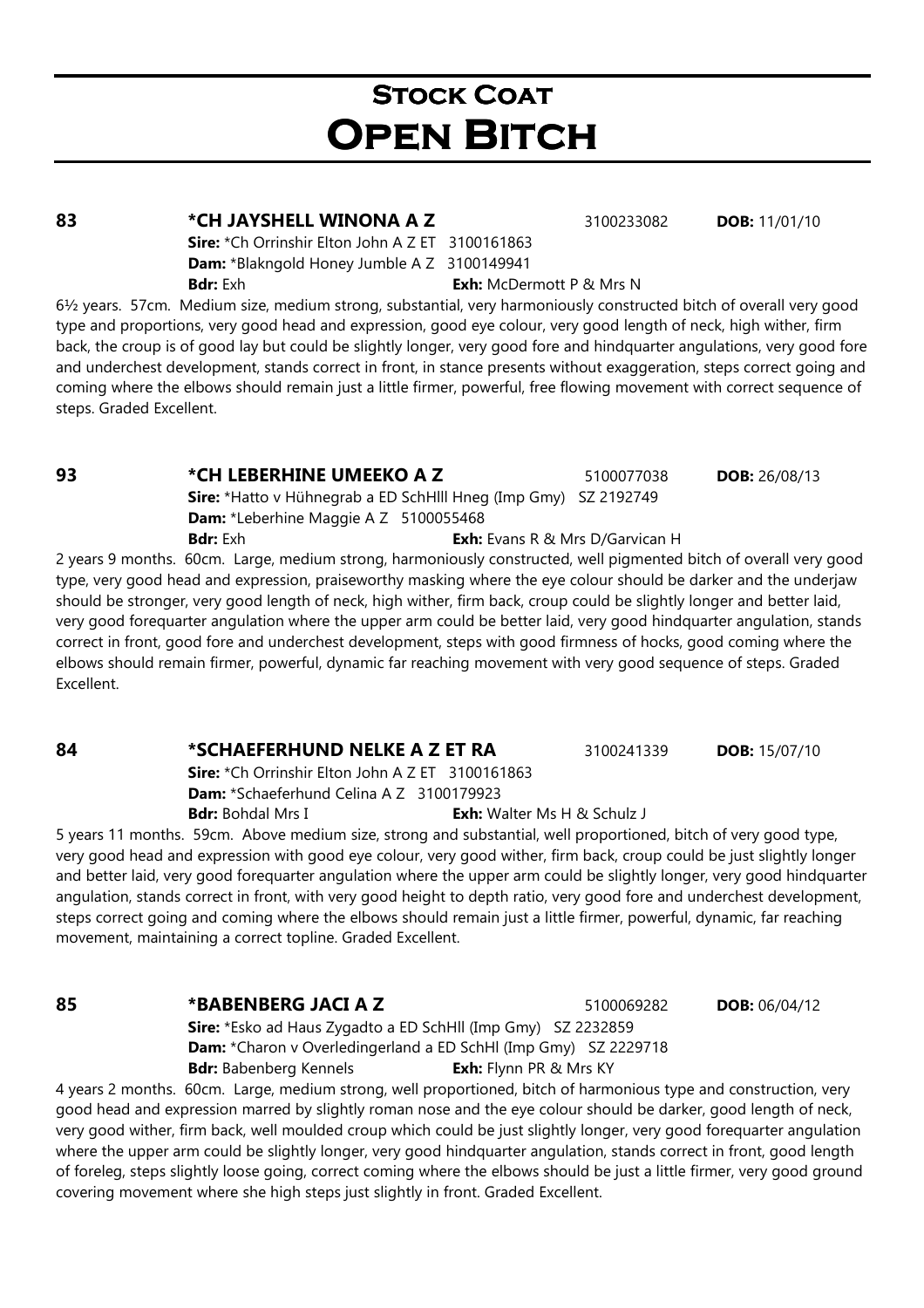# Stock Coat
# Open Bitch

**83** **\*CH JAYSHELL WINONA A Z** 3100233082 **DOB:** 11/01/10
**Sire:** \*Ch Orrinshir Elton John A Z ET 3100161863
**Dam:** \*Blakngold Honey Jumble A Z 3100149941
**Bdr:** Exh **Exh:** McDermott P & Mrs N

6½ years. 57cm. Medium size, medium strong, substantial, very harmoniously constructed bitch of overall very good type and proportions, very good head and expression, good eye colour, very good length of neck, high wither, firm back, the croup is of good lay but could be slightly longer, very good fore and hindquarter angulations, very good fore and underchest development, stands correct in front, in stance presents without exaggeration, steps correct going and coming where the elbows should remain just a little firmer, powerful, free flowing movement with correct sequence of steps. Graded Excellent.

**93** **\*CH LEBERHINE UMEEKO A Z** 5100077038 **DOB:** 26/08/13
**Sire:** \*Hatto v Hühnegrab a ED SchHlll Hneg (Imp Gmy) SZ 2192749
**Dam:** \*Leberhine Maggie A Z 5100055468
**Bdr:** Exh **Exh:** Evans R & Mrs D/Garvican H

2 years 9 months. 60cm. Large, medium strong, harmoniously constructed, well pigmented bitch of overall very good type, very good head and expression, praiseworthy masking where the eye colour should be darker and the underjaw should be stronger, very good length of neck, high wither, firm back, croup could be slightly longer and better laid, very good forequarter angulation where the upper arm could be better laid, very good hindquarter angulation, stands correct in front, good fore and underchest development, steps with good firmness of hocks, good coming where the elbows should remain firmer, powerful, dynamic far reaching movement with very good sequence of steps. Graded Excellent.

**84** **\*SCHAEFERHUND NELKE A Z ET RA** 3100241339 **DOB:** 15/07/10
**Sire:** \*Ch Orrinshir Elton John A Z ET 3100161863
**Dam:** \*Schaeferhund Celina A Z 3100179923
**Bdr:** Bohdal Mrs I **Exh:** Walter Ms H & Schulz J

5 years 11 months. 59cm. Above medium size, strong and substantial, well proportioned, bitch of very good type, very good head and expression with good eye colour, very good wither, firm back, croup could be just slightly longer and better laid, very good forequarter angulation where the upper arm could be slightly longer, very good hindquarter angulation, stands correct in front, with very good height to depth ratio, very good fore and underchest development, steps correct going and coming where the elbows should remain just a little firmer, powerful, dynamic, far reaching movement, maintaining a correct topline. Graded Excellent.

**85** **\*BABENBERG JACI A Z** 5100069282 **DOB:** 06/04/12
**Sire:** \*Esko ad Haus Zygadto a ED SchHll (Imp Gmy) SZ 2232859
**Dam:** \*Charon v Overledingerland a ED SchHl (Imp Gmy) SZ 2229718
**Bdr:** Babenberg Kennels **Exh:** Flynn PR & Mrs KY

4 years 2 months. 60cm. Large, medium strong, well proportioned, bitch of harmonious type and construction, very good head and expression marred by slightly roman nose and the eye colour should be darker, good length of neck, very good wither, firm back, well moulded croup which could be just slightly longer, very good forequarter angulation where the upper arm could be slightly longer, very good hindquarter angulation, stands correct in front, good length of foreleg, steps slightly loose going, correct coming where the elbows should be just a little firmer, very good ground covering movement where she high steps just slightly in front. Graded Excellent.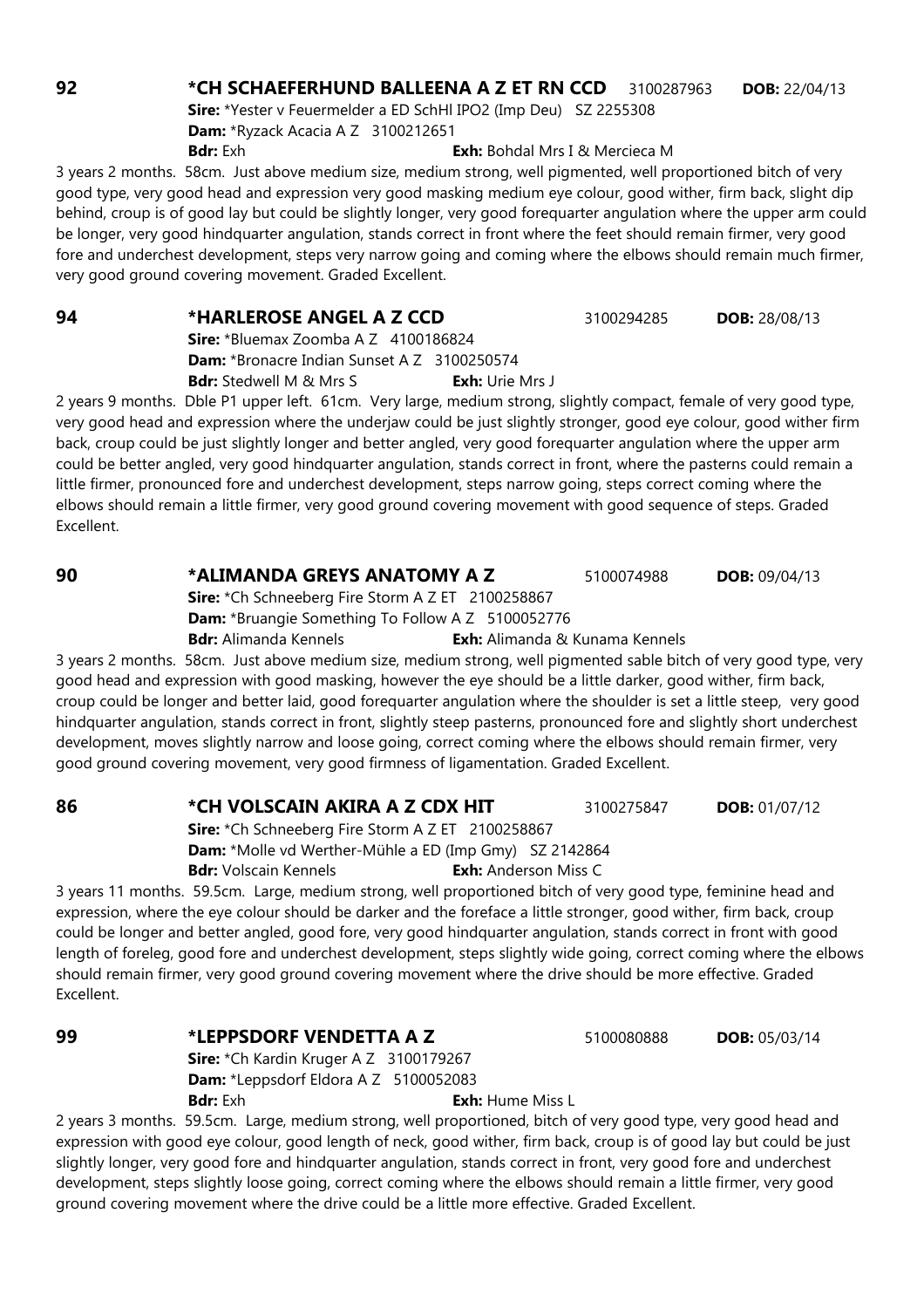**92** **\*CH SCHAEFERHUND BALLEENA A Z ET RN CCD** 3100287963 **DOB:** 22/04/13

**Sire:** \*Yester v Feuermelder a ED SchHl IPO2 (Imp Deu) SZ 2255308
**Dam:** \*Ryzack Acacia A Z 3100212651
**Bdr:** Exh **Exh:** Bohdal Mrs I & Mercieca M

3 years 2 months. 58cm. Just above medium size, medium strong, well pigmented, well proportioned bitch of very good type, very good head and expression very good masking medium eye colour, good wither, firm back, slight dip behind, croup is of good lay but could be slightly longer, very good forequarter angulation where the upper arm could be longer, very good hindquarter angulation, stands correct in front where the feet should remain firmer, very good fore and underchest development, steps very narrow going and coming where the elbows should remain much firmer, very good ground covering movement. Graded Excellent.

**94** **\*HARLEROSE ANGEL A Z CCD** 3100294285 **DOB:** 28/08/13

**Sire:** \*Bluemax Zoomba A Z 4100186824
**Dam:** \*Bronacre Indian Sunset A Z 3100250574
**Bdr:** Stedwell M & Mrs S **Exh:** Urie Mrs J

2 years 9 months. Dble P1 upper left. 61cm. Very large, medium strong, slightly compact, female of very good type, very good head and expression where the underjaw could be just slightly stronger, good eye colour, good wither firm back, croup could be just slightly longer and better angled, very good forequarter angulation where the upper arm could be better angled, very good hindquarter angulation, stands correct in front, where the pasterns could remain a little firmer, pronounced fore and underchest development, steps narrow going, steps correct coming where the elbows should remain a little firmer, very good ground covering movement with good sequence of steps. Graded Excellent.

**90** **\*ALIMANDA GREYS ANATOMY A Z** 5100074988 **DOB:** 09/04/13

**Sire:** \*Ch Schneeberg Fire Storm A Z ET 2100258867
**Dam:** \*Bruangie Something To Follow A Z 5100052776
**Bdr:** Alimanda Kennels **Exh:** Alimanda & Kunama Kennels

3 years 2 months. 58cm. Just above medium size, medium strong, well pigmented sable bitch of very good type, very good head and expression with good masking, however the eye should be a little darker, good wither, firm back, croup could be longer and better laid, good forequarter angulation where the shoulder is set a little steep, very good hindquarter angulation, stands correct in front, slightly steep pasterns, pronounced fore and slightly short underchest development, moves slightly narrow and loose going, correct coming where the elbows should remain firmer, very good ground covering movement, very good firmness of ligamentation. Graded Excellent.

**86** **\*CH VOLSCAIN AKIRA A Z CDX HIT** 3100275847 **DOB:** 01/07/12

**Sire:** \*Ch Schneeberg Fire Storm A Z ET 2100258867
**Dam:** \*Molle vd Werther-Mühle a ED (Imp Gmy) SZ 2142864
**Bdr:** Volscain Kennels **Exh:** Anderson Miss C

3 years 11 months. 59.5cm. Large, medium strong, well proportioned bitch of very good type, feminine head and expression, where the eye colour should be darker and the foreface a little stronger, good wither, firm back, croup could be longer and better angled, good fore, very good hindquarter angulation, stands correct in front with good length of foreleg, good fore and underchest development, steps slightly wide going, correct coming where the elbows should remain firmer, very good ground covering movement where the drive should be more effective. Graded Excellent.

**99** **\*LEPPSDORF VENDETTA A Z** 5100080888 **DOB:** 05/03/14

**Sire:** \*Ch Kardin Kruger A Z 3100179267
**Dam:** \*Leppsdorf Eldora A Z 5100052083
**Bdr:** Exh **Exh:** Hume Miss L

2 years 3 months. 59.5cm. Large, medium strong, well proportioned, bitch of very good type, very good head and expression with good eye colour, good length of neck, good wither, firm back, croup is of good lay but could be just slightly longer, very good fore and hindquarter angulation, stands correct in front, very good fore and underchest development, steps slightly loose going, correct coming where the elbows should remain a little firmer, very good ground covering movement where the drive could be a little more effective. Graded Excellent.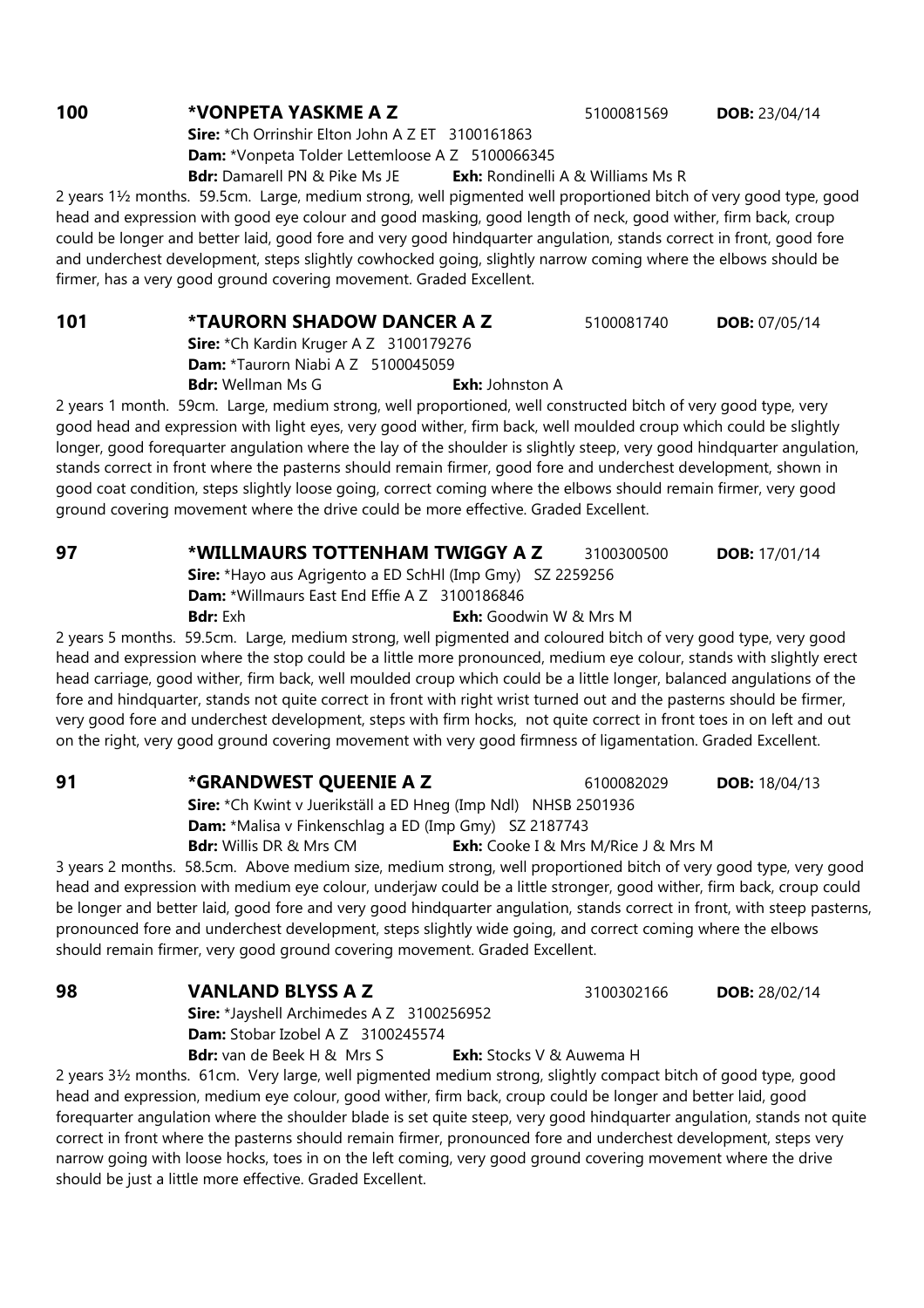**100** **\*VONPETA YASKME A Z** 5100081569 **DOB:** 23/04/14

**Sire:** \*Ch Orrinshir Elton John A Z ET 3100161863
**Dam:** \*Vonpeta Tolder Lettemloose A Z 5100066345
**Bdr:** Damarell PN & Pike Ms JE **Exh:** Rondinelli A & Williams Ms R

2 years 1½ months. 59.5cm. Large, medium strong, well pigmented well proportioned bitch of very good type, good head and expression with good eye colour and good masking, good length of neck, good wither, firm back, croup could be longer and better laid, good fore and very good hindquarter angulation, stands correct in front, good fore and underchest development, steps slightly cowhocked going, slightly narrow coming where the elbows should be firmer, has a very good ground covering movement. Graded Excellent.

**101** **\*TAURORN SHADOW DANCER A Z** 5100081740 **DOB:** 07/05/14

**Sire:** \*Ch Kardin Kruger A Z 3100179276
**Dam:** \*Taurorn Niabi A Z 5100045059
**Bdr:** Wellman Ms G **Exh:** Johnston A

2 years 1 month. 59cm. Large, medium strong, well proportioned, well constructed bitch of very good type, very good head and expression with light eyes, very good wither, firm back, well moulded croup which could be slightly longer, good forequarter angulation where the lay of the shoulder is slightly steep, very good hindquarter angulation, stands correct in front where the pasterns should remain firmer, good fore and underchest development, shown in good coat condition, steps slightly loose going, correct coming where the elbows should remain firmer, very good ground covering movement where the drive could be more effective. Graded Excellent.

**97** **\*WILLMAURS TOTTENHAM TWIGGY A Z** 3100300500 **DOB:** 17/01/14

**Sire:** \*Hayo aus Agrigento a ED SchHl (Imp Gmy) SZ 2259256
**Dam:** \*Willmaurs East End Effie A Z 3100186846
**Bdr:** Exh **Exh:** Goodwin W & Mrs M

2 years 5 months. 59.5cm. Large, medium strong, well pigmented and coloured bitch of very good type, very good head and expression where the stop could be a little more pronounced, medium eye colour, stands with slightly erect head carriage, good wither, firm back, well moulded croup which could be a little longer, balanced angulations of the fore and hindquarter, stands not quite correct in front with right wrist turned out and the pasterns should be firmer, very good fore and underchest development, steps with firm hocks, not quite correct in front toes in on left and out on the right, very good ground covering movement with very good firmness of ligamentation. Graded Excellent.

**91** **\*GRANDWEST QUEENIE A Z** 6100082029 **DOB:** 18/04/13

**Sire:** \*Ch Kwint v Juerikställ a ED Hneg (Imp Ndl) NHSB 2501936
**Dam:** \*Malisa v Finkenschlag a ED (Imp Gmy) SZ 2187743
**Bdr:** Willis DR & Mrs CM **Exh:** Cooke I & Mrs M/Rice J & Mrs M

3 years 2 months. 58.5cm. Above medium size, medium strong, well proportioned bitch of very good type, very good head and expression with medium eye colour, underjaw could be a little stronger, good wither, firm back, croup could be longer and better laid, good fore and very good hindquarter angulation, stands correct in front, with steep pasterns, pronounced fore and underchest development, steps slightly wide going, and correct coming where the elbows should remain firmer, very good ground covering movement. Graded Excellent.

**98** **VANLAND BLYSS A Z** 3100302166 **DOB:** 28/02/14

**Sire:** \*Jayshell Archimedes A Z 3100256952
**Dam:** Stobar Izobel A Z 3100245574
**Bdr:** van de Beek H & Mrs S **Exh:** Stocks V & Auwema H

2 years 3½ months. 61cm. Very large, well pigmented medium strong, slightly compact bitch of good type, good head and expression, medium eye colour, good wither, firm back, croup could be longer and better laid, good forequarter angulation where the shoulder blade is set quite steep, very good hindquarter angulation, stands not quite correct in front where the pasterns should remain firmer, pronounced fore and underchest development, steps very narrow going with loose hocks, toes in on the left coming, very good ground covering movement where the drive should be just a little more effective. Graded Excellent.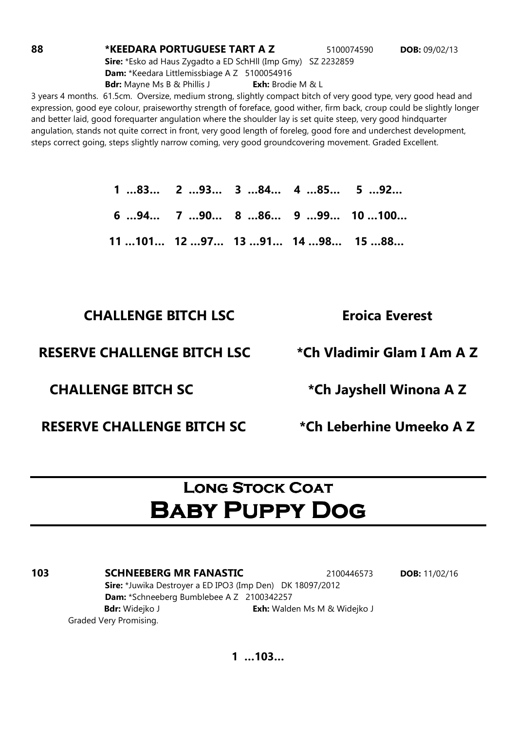**88** **\*KEEDARA PORTUGUESE TART A Z** 5100074590 **DOB:** 09/02/13
**Sire:** \*Esko ad Haus Zygadto a ED SchHll (Imp Gmy) SZ 2232859
**Dam:** \*Keedara Littlemissbiage A Z 5100054916
**Bdr:** Mayne Ms B & Phillis J **Exh:** Brodie M & L

3 years 4 months. 61.5cm. Oversize, medium strong, slightly compact bitch of very good type, very good head and expression, good eye colour, praiseworthy strength of foreface, good wither, firm back, croup could be slightly longer and better laid, good forequarter angulation where the shoulder lay is set quite steep, very good hindquarter angulation, stands not quite correct in front, very good length of foreleg, good fore and underchest development, steps correct going, steps slightly narrow coming, very good groundcovering movement. Graded Excellent.

**1 ...83... 2 ...93... 3 ...84... 4 ...85... 5 ...92...**
**6 ...94... 7 ...90... 8 ...86... 9 ...99... 10 ...100...**
**11 ...101... 12 ...97... 13 ...91... 14 ...98... 15 ...88...**

**CHALLENGE BITCH LSC** — **Eroica Everest**

**RESERVE CHALLENGE BITCH LSC** — **\*Ch Vladimir Glam I Am A Z**

**CHALLENGE BITCH SC** — **\*Ch Jayshell Winona A Z**

**RESERVE CHALLENGE BITCH SC** — **\*Ch Leberhine Umeeko A Z**

## Long Stock Coat
# Baby Puppy Dog

**103** **SCHNEEBERG MR FANASTIC** 2100446573 **DOB:** 11/02/16
**Sire:** \*Juwika Destroyer a ED IPO3 (Imp Den) DK 18097/2012
**Dam:** \*Schneeberg Bumblebee A Z 2100342257
**Bdr:** Widejko J **Exh:** Walden Ms M & Widejko J
Graded Very Promising.

**1 ...103...**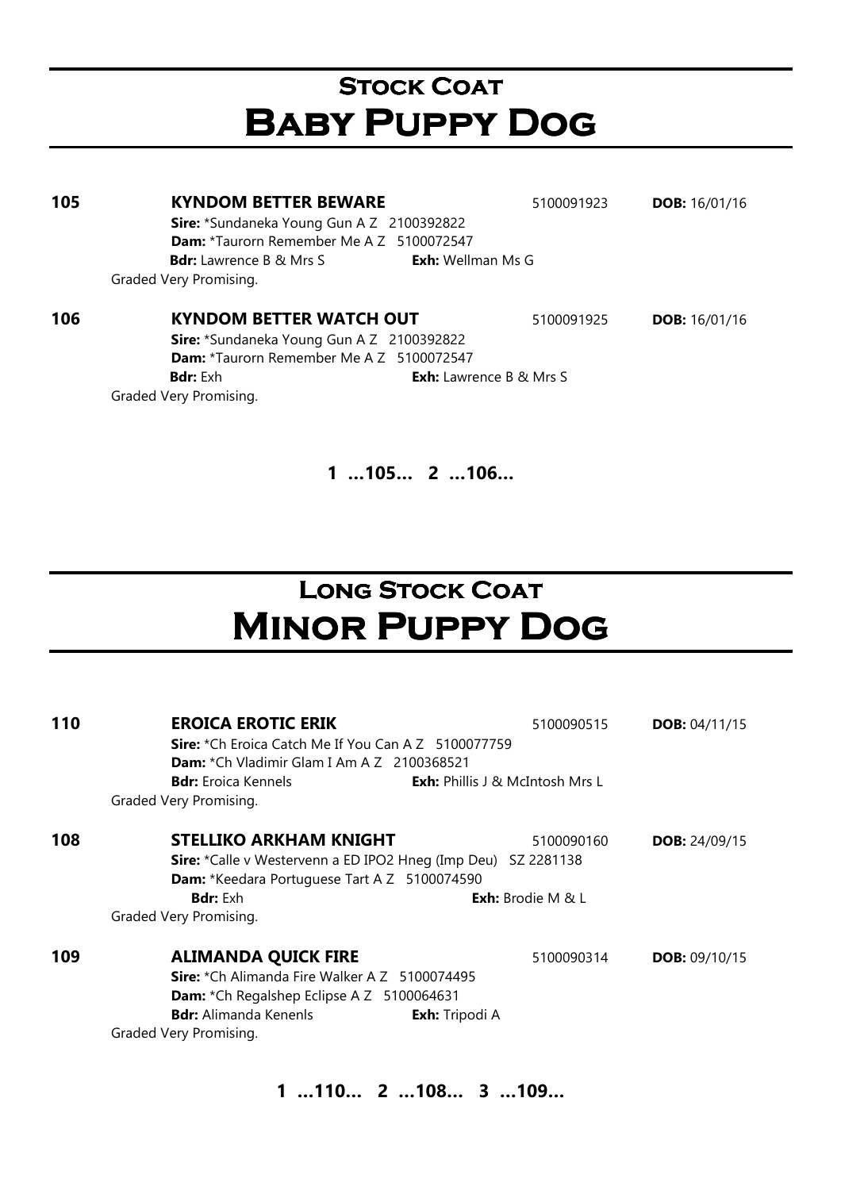# Stock Coat
## Baby Puppy Dog

**105** **KYNDOM BETTER BEWARE** 5100091923 **DOB:** 16/01/16
**Sire:** *Sundaneka Young Gun A Z 2100392822
**Dam:** *Taurorn Remember Me A Z 5100072547
**Bdr:** Lawrence B & Mrs S **Exh:** Wellman Ms G
Graded Very Promising.

**106** **KYNDOM BETTER WATCH OUT** 5100091925 **DOB:** 16/01/16
**Sire:** *Sundaneka Young Gun A Z 2100392822
**Dam:** *Taurorn Remember Me A Z 5100072547
**Bdr:** Exh **Exh:** Lawrence B & Mrs S
Graded Very Promising.

**1 ...105... 2 ...106...**

# Long Stock Coat
## Minor Puppy Dog

**110** **EROICA EROTIC ERIK** 5100090515 **DOB:** 04/11/15
**Sire:** *Ch Eroica Catch Me If You Can A Z 5100077759
**Dam:** *Ch Vladimir Glam I Am A Z 2100368521
**Bdr:** Eroica Kennels **Exh:** Phillis J & McIntosh Mrs L
Graded Very Promising.

**108** **STELLIKO ARKHAM KNIGHT** 5100090160 **DOB:** 24/09/15
**Sire:** *Calle v Westervenn a ED IPO2 Hneg (Imp Deu) SZ 2281138
**Dam:** *Keedara Portuguese Tart A Z 5100074590
**Bdr:** Exh **Exh:** Brodie M & L
Graded Very Promising.

**109** **ALIMANDA QUICK FIRE** 5100090314 **DOB:** 09/10/15
**Sire:** *Ch Alimanda Fire Walker A Z 5100074495
**Dam:** *Ch Regalshep Eclipse A Z 5100064631
**Bdr:** Alimanda Kenenls **Exh:** Tripodi A
Graded Very Promising.

**1 ...110... 2 ...108... 3 ...109...**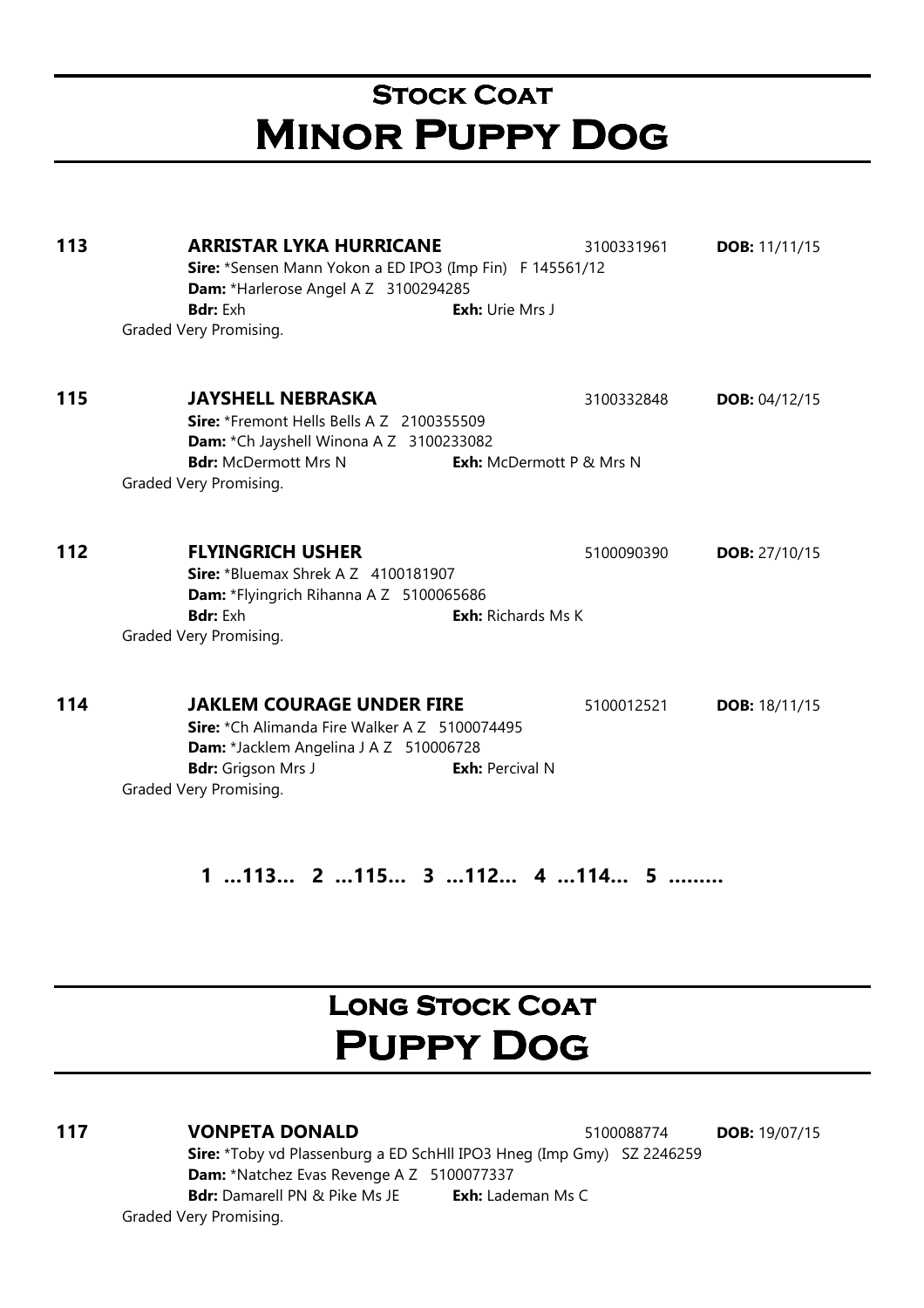# Stock Coat
# Minor Puppy Dog

**113** **ARRISTAR LYKA HURRICANE** 3100331961 **DOB:** 11/11/15
**Sire:** *Sensen Mann Yokon a ED IPO3 (Imp Fin) F 145561/12
**Dam:** *Harlerose Angel A Z 3100294285
**Bdr:** Exh **Exh:** Urie Mrs J
Graded Very Promising.

**115** **JAYSHELL NEBRASKA** 3100332848 **DOB:** 04/12/15
**Sire:** *Fremont Hells Bells A Z 2100355509
**Dam:** *Ch Jayshell Winona A Z 3100233082
**Bdr:** McDermott Mrs N **Exh:** McDermott P & Mrs N
Graded Very Promising.

**112** **FLYINGRICH USHER** 5100090390 **DOB:** 27/10/15
**Sire:** *Bluemax Shrek A Z 4100181907
**Dam:** *Flyingrich Rihanna A Z 5100065686
**Bdr:** Exh **Exh:** Richards Ms K
Graded Very Promising.

**114** **JAKLEM COURAGE UNDER FIRE** 5100012521 **DOB:** 18/11/15
**Sire:** *Ch Alimanda Fire Walker A Z 5100074495
**Dam:** *Jacklem Angelina J A Z 510006728
**Bdr:** Grigson Mrs J **Exh:** Percival N
Graded Very Promising.

**1 ...113... 2 ...115... 3 ...112... 4 ...114... 5 .........**

# Long Stock Coat
# Puppy Dog

**117** **VONPETA DONALD** 5100088774 **DOB:** 19/07/15
**Sire:** *Toby vd Plassenburg a ED SchHll IPO3 Hneg (Imp Gmy) SZ 2246259
**Dam:** *Natchez Evas Revenge A Z 5100077337
**Bdr:** Damarell PN & Pike Ms JE **Exh:** Lademan Ms C
Graded Very Promising.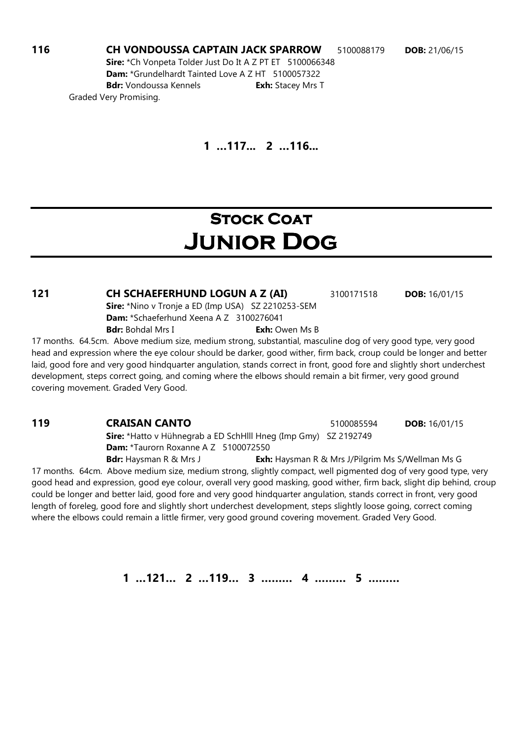**116** **CH VONDOUSSA CAPTAIN JACK SPARROW** 5100088179 **DOB:** 21/06/15
**Sire:** *Ch Vonpeta Tolder Just Do It A Z PT ET 5100066348
**Dam:** *Grundelhardt Tainted Love A Z HT 5100057322
**Bdr:** Vondoussa Kennels **Exh:** Stacey Mrs T
Graded Very Promising.

**1 ...117... 2 ...116...**

# Stock Coat
# Junior Dog

**121** **CH SCHAEFERHUND LOGUN A Z (AI)** 3100171518 **DOB:** 16/01/15
**Sire:** *Nino v Tronje a ED (Imp USA) SZ 2210253-SEM
**Dam:** *Schaeferhund Xeena A Z 3100276041
**Bdr:** Bohdal Mrs I **Exh:** Owen Ms B

17 months. 64.5cm. Above medium size, medium strong, substantial, masculine dog of very good type, very good head and expression where the eye colour should be darker, good wither, firm back, croup could be longer and better laid, good fore and very good hindquarter angulation, stands correct in front, good fore and slightly short underchest development, steps correct going, and coming where the elbows should remain a bit firmer, very good ground covering movement. Graded Very Good.

**119** **CRAISAN CANTO** 5100085594 **DOB:** 16/01/15
**Sire:** *Hatto v Hühnegrab a ED SchHIII Hneg (Imp Gmy) SZ 2192749
**Dam:** *Taurorn Roxanne A Z 5100072550
**Bdr:** Haysman R & Mrs J **Exh:** Haysman R & Mrs J/Pilgrim Ms S/Wellman Ms G

17 months. 64cm. Above medium size, medium strong, slightly compact, well pigmented dog of very good type, very good head and expression, good eye colour, overall very good masking, good wither, firm back, slight dip behind, croup could be longer and better laid, good fore and very good hindquarter angulation, stands correct in front, very good length of foreleg, good fore and slightly short underchest development, steps slightly loose going, correct coming where the elbows could remain a little firmer, very good ground covering movement. Graded Very Good.

**1 ...121... 2 ...119... 3 ......... 4 ......... 5 .........**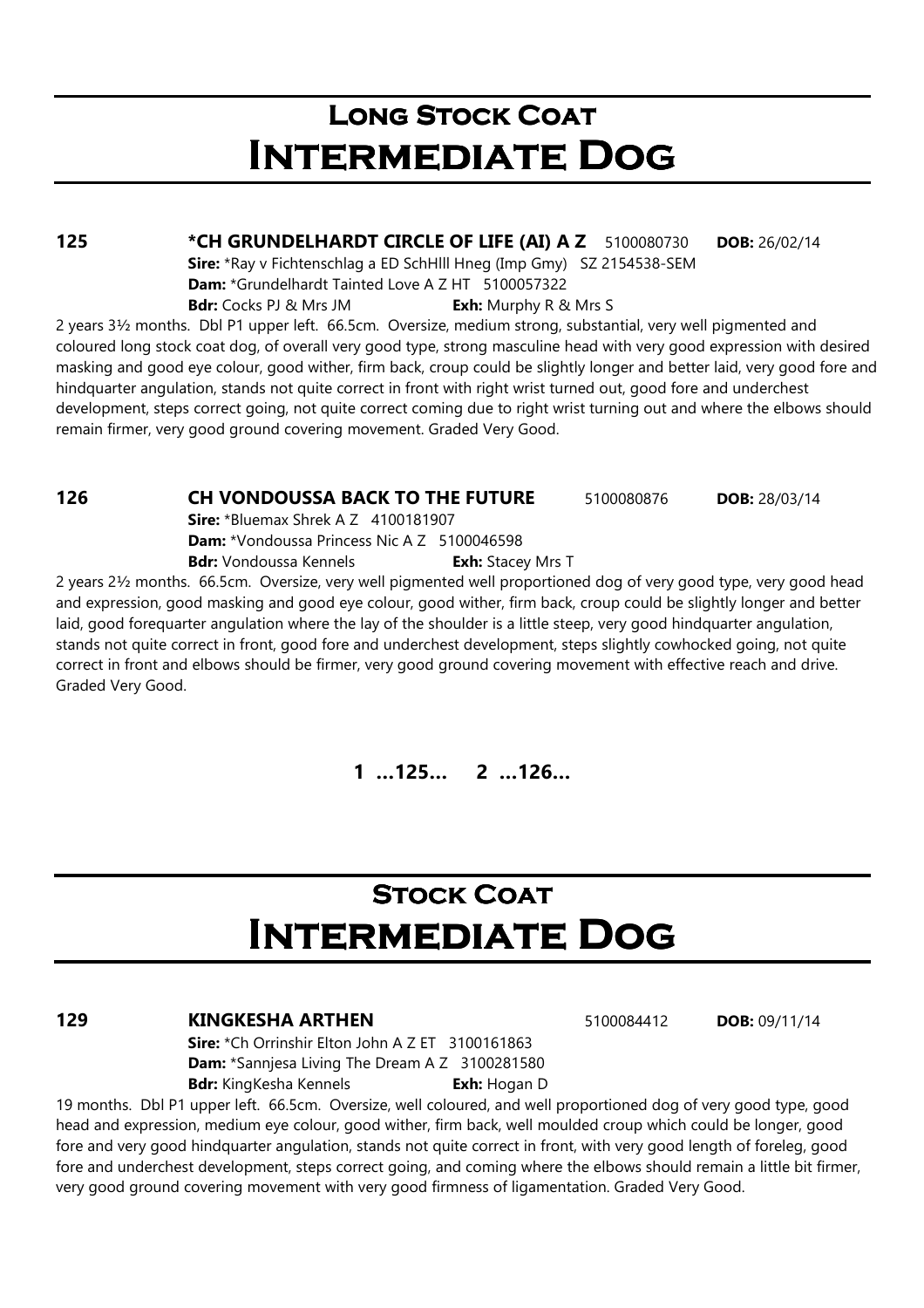# Long Stock Coat
# Intermediate Dog

**125** **\*CH GRUNDELHARDT CIRCLE OF LIFE (AI) A Z** 5100080730 **DOB:** 26/02/14

**Sire:** \*Ray v Fichtenschlag a ED SchHlll Hneg (Imp Gmy) SZ 2154538-SEM
**Dam:** \*Grundelhardt Tainted Love A Z HT 5100057322
**Bdr:** Cocks PJ & Mrs JM **Exh:** Murphy R & Mrs S

2 years 3½ months. Dbl P1 upper left. 66.5cm. Oversize, medium strong, substantial, very well pigmented and coloured long stock coat dog, of overall very good type, strong masculine head with very good expression with desired masking and good eye colour, good wither, firm back, croup could be slightly longer and better laid, very good fore and hindquarter angulation, stands not quite correct in front with right wrist turned out, good fore and underchest development, steps correct going, not quite correct coming due to right wrist turning out and where the elbows should remain firmer, very good ground covering movement. Graded Very Good.

**126** **CH VONDOUSSA BACK TO THE FUTURE** 5100080876 **DOB:** 28/03/14

**Sire:** \*Bluemax Shrek A Z 4100181907
**Dam:** \*Vondoussa Princess Nic A Z 5100046598
**Bdr:** Vondoussa Kennels **Exh:** Stacey Mrs T

2 years 2½ months. 66.5cm. Oversize, very well pigmented well proportioned dog of very good type, very good head and expression, good masking and good eye colour, good wither, firm back, croup could be slightly longer and better laid, good forequarter angulation where the lay of the shoulder is a little steep, very good hindquarter angulation, stands not quite correct in front, good fore and underchest development, steps slightly cowhocked going, not quite correct in front and elbows should be firmer, very good ground covering movement with effective reach and drive. Graded Very Good.

**1 ...125... 2 ...126...**

# Stock Coat
# Intermediate Dog

**129** **KINGKESHA ARTHEN** 5100084412 **DOB:** 09/11/14

**Sire:** \*Ch Orrinshir Elton John A Z ET 3100161863
**Dam:** \*Sannjesa Living The Dream A Z 3100281580
**Bdr:** KingKesha Kennels **Exh:** Hogan D

19 months. Dbl P1 upper left. 66.5cm. Oversize, well coloured, and well proportioned dog of very good type, good head and expression, medium eye colour, good wither, firm back, well moulded croup which could be longer, good fore and very good hindquarter angulation, stands not quite correct in front, with very good length of foreleg, good fore and underchest development, steps correct going, and coming where the elbows should remain a little bit firmer, very good ground covering movement with very good firmness of ligamentation. Graded Very Good.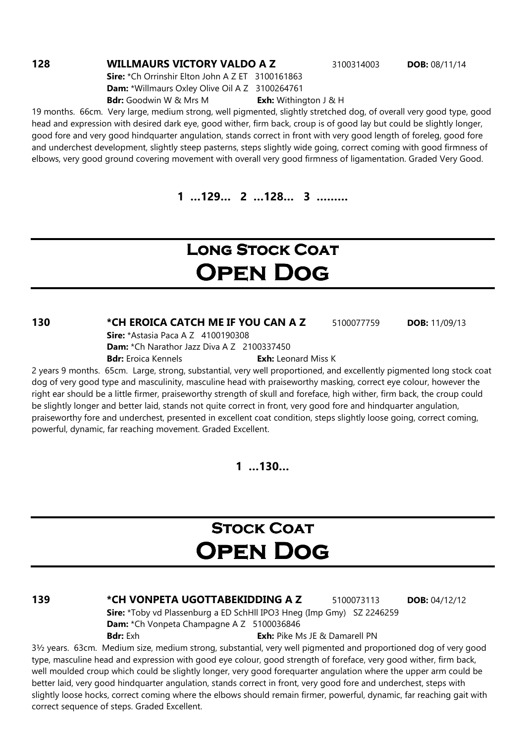**128** **WILLMAURS VICTORY VALDO A Z** 3100314003 **DOB:** 08/11/14

**Sire:** *Ch Orrinshir Elton John A Z ET 3100161863
**Dam:** *Willmaurs Oxley Olive Oil A Z 3100264761
**Bdr:** Goodwin W & Mrs M **Exh:** Withington J & H

19 months. 66cm. Very large, medium strong, well pigmented, slightly stretched dog, of overall very good type, good head and expression with desired dark eye, good wither, firm back, croup is of good lay but could be slightly longer, good fore and very good hindquarter angulation, stands correct in front with very good length of foreleg, good fore and underchest development, slightly steep pasterns, steps slightly wide going, correct coming with good firmness of elbows, very good ground covering movement with overall very good firmness of ligamentation. Graded Very Good.

**1 ...129... 2 ...128... 3 .........**

# Long Stock Coat
# Open Dog

**130** **\*CH EROICA CATCH ME IF YOU CAN A Z** 5100077759 **DOB:** 11/09/13

**Sire:** *Astasia Paca A Z 4100190308
**Dam:** *Ch Narathor Jazz Diva A Z 2100337450
**Bdr:** Eroica Kennels **Exh:** Leonard Miss K

2 years 9 months. 65cm. Large, strong, substantial, very well proportioned, and excellently pigmented long stock coat dog of very good type and masculinity, masculine head with praiseworthy masking, correct eye colour, however the right ear should be a little firmer, praiseworthy strength of skull and foreface, high wither, firm back, the croup could be slightly longer and better laid, stands not quite correct in front, very good fore and hindquarter angulation, praiseworthy fore and underchest, presented in excellent coat condition, steps slightly loose going, correct coming, powerful, dynamic, far reaching movement. Graded Excellent.

**1 ...130...**

# Stock Coat
# Open Dog

**139** **\*CH VONPETA UGOTTABEKIDDING A Z** 5100073113 **DOB:** 04/12/12

**Sire:** *Toby vd Plassenburg a ED SchHll IPO3 Hneg (Imp Gmy) SZ 2246259
**Dam:** *Ch Vonpeta Champagne A Z 5100036846
**Bdr:** Exh **Exh:** Pike Ms JE & Damarell PN

3½ years. 63cm. Medium size, medium strong, substantial, very well pigmented and proportioned dog of very good type, masculine head and expression with good eye colour, good strength of foreface, very good wither, firm back, well moulded croup which could be slightly longer, very good forequarter angulation where the upper arm could be better laid, very good hindquarter angulation, stands correct in front, very good fore and underchest, steps with slightly loose hocks, correct coming where the elbows should remain firmer, powerful, dynamic, far reaching gait with correct sequence of steps. Graded Excellent.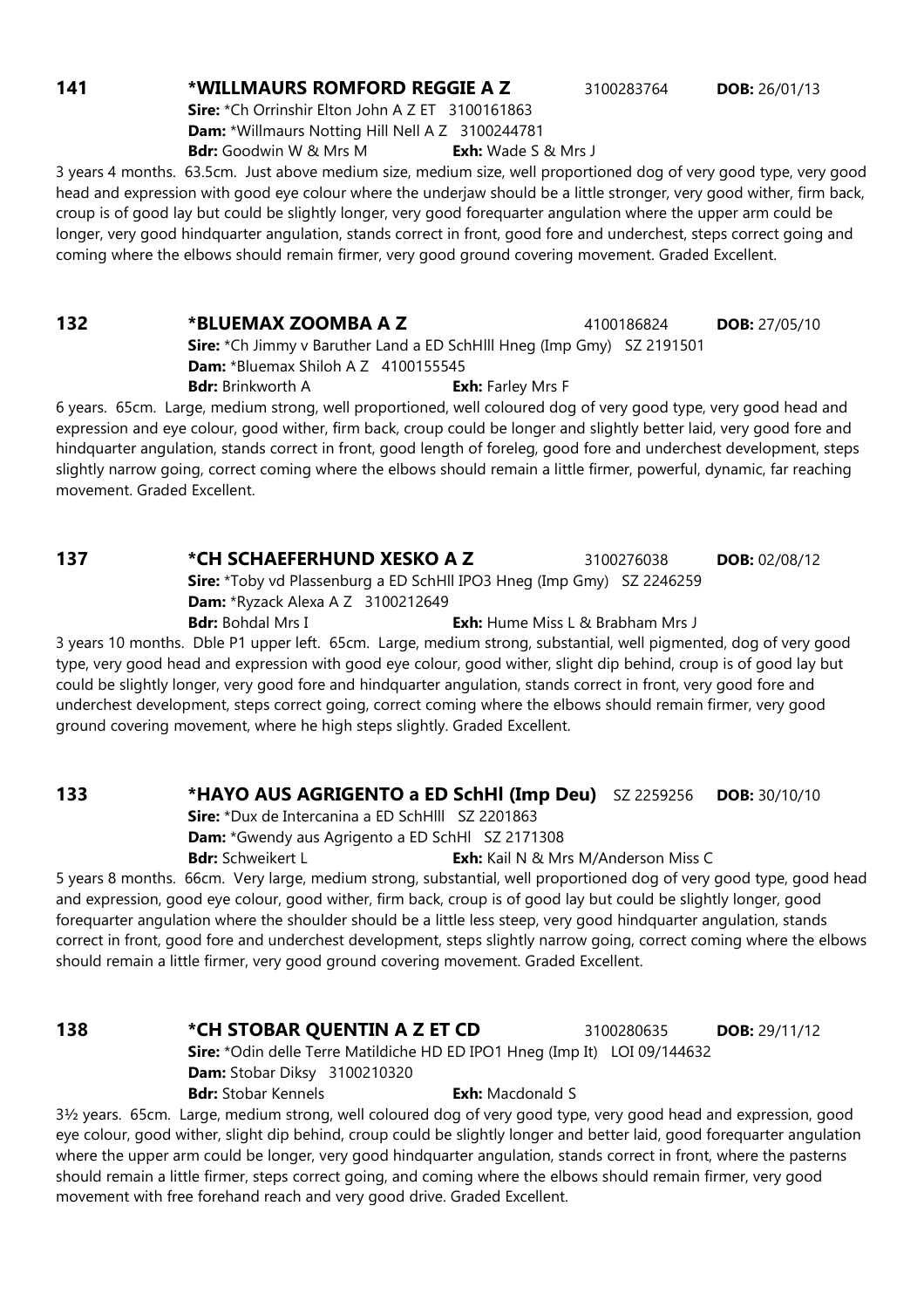**141** **\*WILLMAURS ROMFORD REGGIE A Z** 3100283764 **DOB:** 26/01/13
**Sire:** \*Ch Orrinshir Elton John A Z ET 3100161863
**Dam:** \*Willmaurs Notting Hill Nell A Z 3100244781
**Bdr:** Goodwin W & Mrs M **Exh:** Wade S & Mrs J

3 years 4 months. 63.5cm. Just above medium size, medium size, well proportioned dog of very good type, very good head and expression with good eye colour where the underjaw should be a little stronger, very good wither, firm back, croup is of good lay but could be slightly longer, very good forequarter angulation where the upper arm could be longer, very good hindquarter angulation, stands correct in front, good fore and underchest, steps correct going and coming where the elbows should remain firmer, very good ground covering movement. Graded Excellent.

**132** **\*BLUEMAX ZOOMBA A Z** 4100186824 **DOB:** 27/05/10
**Sire:** \*Ch Jimmy v Baruther Land a ED SchHlll Hneg (Imp Gmy) SZ 2191501
**Dam:** \*Bluemax Shiloh A Z 4100155545
**Bdr:** Brinkworth A **Exh:** Farley Mrs F

6 years. 65cm. Large, medium strong, well proportioned, well coloured dog of very good type, very good head and expression and eye colour, good wither, firm back, croup could be longer and slightly better laid, very good fore and hindquarter angulation, stands correct in front, good length of foreleg, good fore and underchest development, steps slightly narrow going, correct coming where the elbows should remain a little firmer, powerful, dynamic, far reaching movement. Graded Excellent.

**137** **\*CH SCHAEFERHUND XESKO A Z** 3100276038 **DOB:** 02/08/12
**Sire:** \*Toby vd Plassenburg a ED SchHll IPO3 Hneg (Imp Gmy) SZ 2246259
**Dam:** \*Ryzack Alexa A Z 3100212649
**Bdr:** Bohdal Mrs I **Exh:** Hume Miss L & Brabham Mrs J

3 years 10 months. Dble P1 upper left. 65cm. Large, medium strong, substantial, well pigmented, dog of very good type, very good head and expression with good eye colour, good wither, slight dip behind, croup is of good lay but could be slightly longer, very good fore and hindquarter angulation, stands correct in front, very good fore and underchest development, steps correct going, correct coming where the elbows should remain firmer, very good ground covering movement, where he high steps slightly. Graded Excellent.

**133** **\*HAYO AUS AGRIGENTO a ED SchHl (Imp Deu)** SZ 2259256 **DOB:** 30/10/10
**Sire:** \*Dux de Intercanina a ED SchHlll SZ 2201863
**Dam:** \*Gwendy aus Agrigento a ED SchHl SZ 2171308
**Bdr:** Schweikert L **Exh:** Kail N & Mrs M/Anderson Miss C

5 years 8 months. 66cm. Very large, medium strong, substantial, well proportioned dog of very good type, good head and expression, good eye colour, good wither, firm back, croup is of good lay but could be slightly longer, good forequarter angulation where the shoulder should be a little less steep, very good hindquarter angulation, stands correct in front, good fore and underchest development, steps slightly narrow going, correct coming where the elbows should remain a little firmer, very good ground covering movement. Graded Excellent.

**138** **\*CH STOBAR QUENTIN A Z ET CD** 3100280635 **DOB:** 29/11/12
**Sire:** \*Odin delle Terre Matildiche HD ED IPO1 Hneg (Imp It) LOI 09/144632
**Dam:** Stobar Diksy 3100210320
**Bdr:** Stobar Kennels **Exh:** Macdonald S

3½ years. 65cm. Large, medium strong, well coloured dog of very good type, very good head and expression, good eye colour, good wither, slight dip behind, croup could be slightly longer and better laid, good forequarter angulation where the upper arm could be longer, very good hindquarter angulation, stands correct in front, where the pasterns should remain a little firmer, steps correct going, and coming where the elbows should remain firmer, very good movement with free forehand reach and very good drive. Graded Excellent.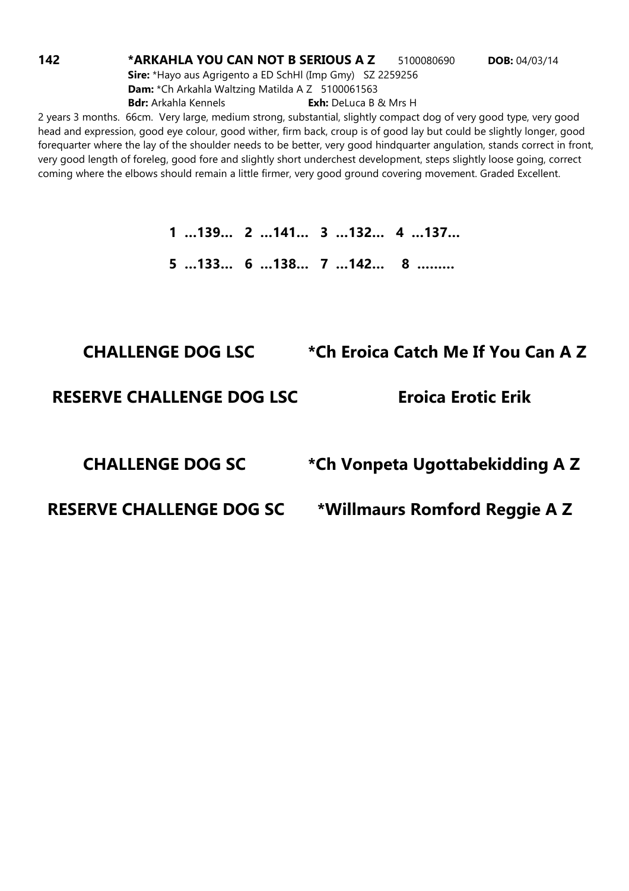**142** **\*ARKAHLA YOU CAN NOT B SERIOUS A Z** 5100080690 **DOB:** 04/03/14
**Sire:** \*Hayo aus Agrigento a ED SchHl (Imp Gmy) SZ 2259256
**Dam:** \*Ch Arkahla Waltzing Matilda A Z 5100061563
**Bdr:** Arkahla Kennels **Exh:** DeLuca B & Mrs H

2 years 3 months. 66cm. Very large, medium strong, substantial, slightly compact dog of very good type, very good head and expression, good eye colour, good wither, firm back, croup is of good lay but could be slightly longer, good forequarter where the lay of the shoulder needs to be better, very good hindquarter angulation, stands correct in front, very good length of foreleg, good fore and slightly short underchest development, steps slightly loose going, correct coming where the elbows should remain a little firmer, very good ground covering movement. Graded Excellent.

**1 …139… 2 …141… 3 …132… 4 …137…**

**5 …133… 6 …138… 7 …142… 8 ………**

**CHALLENGE DOG LSC** **\*Ch Eroica Catch Me If You Can A Z**

**RESERVE CHALLENGE DOG LSC** **Eroica Erotic Erik**

**CHALLENGE DOG SC** **\*Ch Vonpeta Ugottabekidding A Z**

**RESERVE CHALLENGE DOG SC** **\*Willmaurs Romford Reggie A Z**